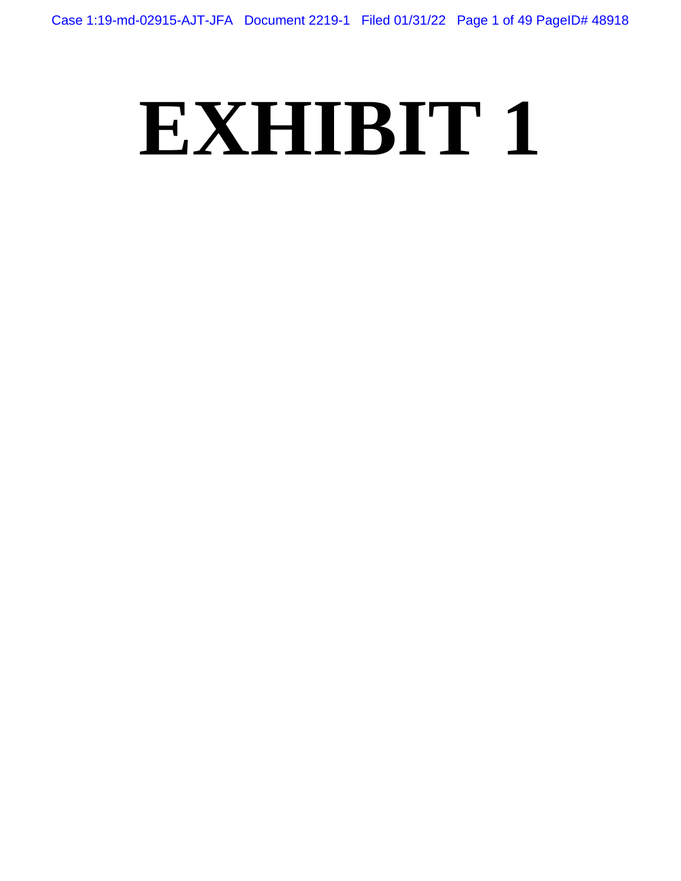# EXHIBIT 1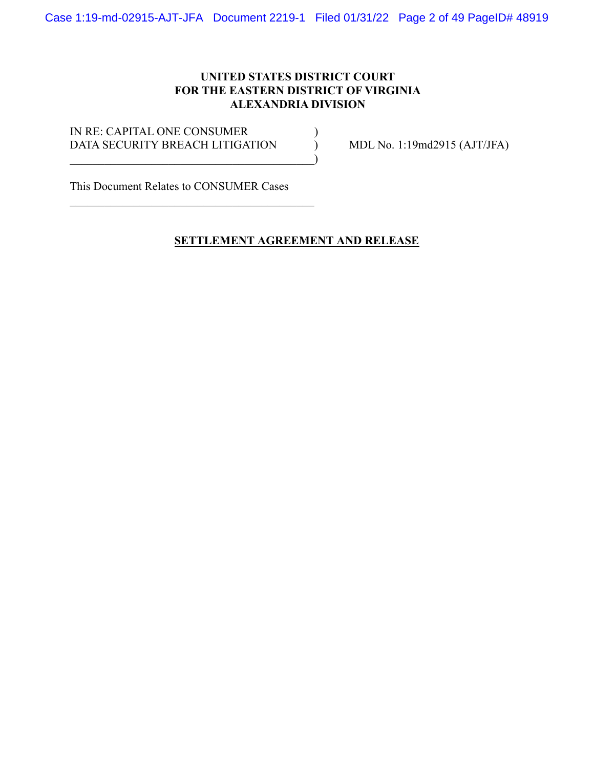**UNITED STATES DISTRICT COURT**
**FOR THE EASTERN DISTRICT OF VIRGINIA**
**ALEXANDRIA DIVISION**

| | | |
|---|---|---|
| IN RE: CAPITAL ONE CONSUMER DATA SECURITY BREACH LITIGATION | ) ) ) | MDL No. 1:19md2915 (AJT/JFA) |

This Document Relates to CONSUMER Cases

**SETTLEMENT AGREEMENT AND RELEASE**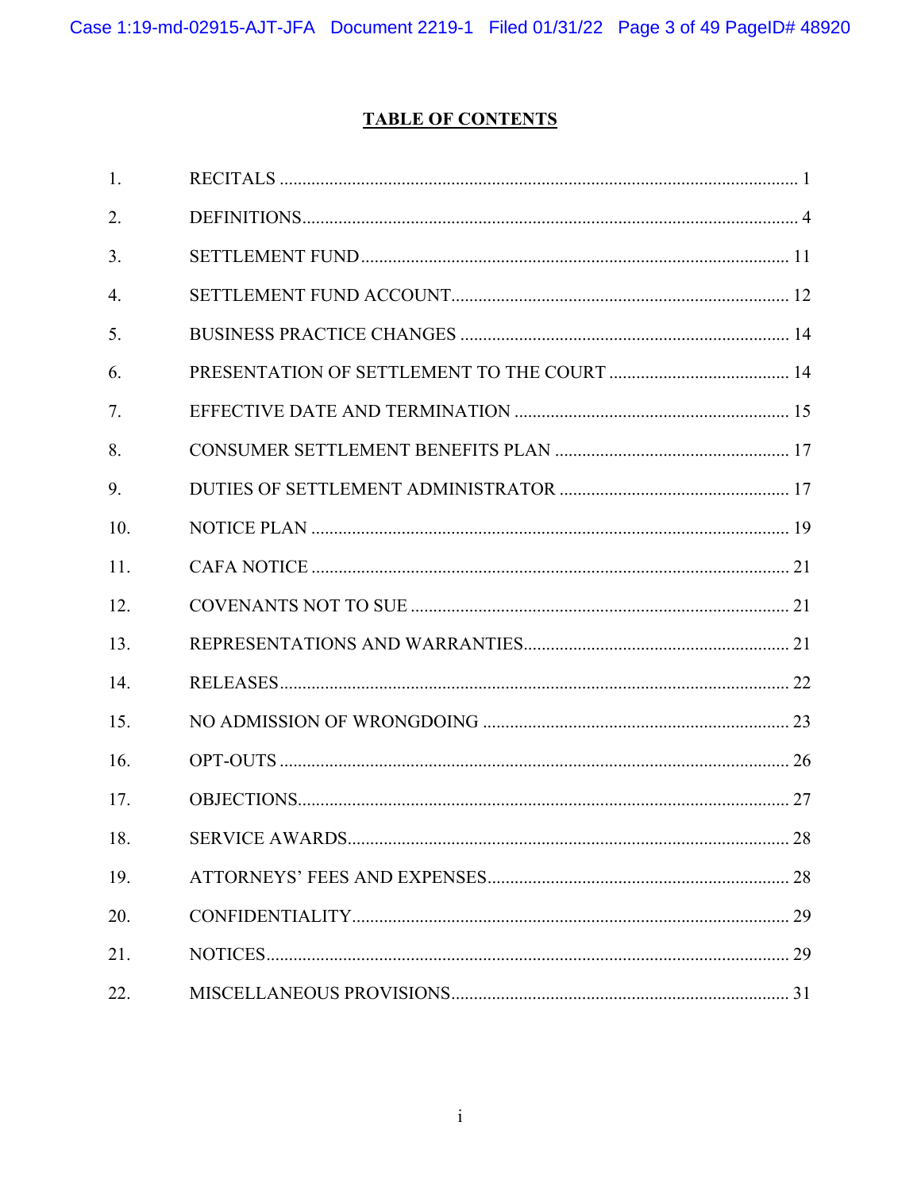# TABLE OF CONTENTS

| | | |
|---|---|---|
| 1. | RECITALS | 1 |
| 2. | DEFINITIONS | 4 |
| 3. | SETTLEMENT FUND | 11 |
| 4. | SETTLEMENT FUND ACCOUNT | 12 |
| 5. | BUSINESS PRACTICE CHANGES | 14 |
| 6. | PRESENTATION OF SETTLEMENT TO THE COURT | 14 |
| 7. | EFFECTIVE DATE AND TERMINATION | 15 |
| 8. | CONSUMER SETTLEMENT BENEFITS PLAN | 17 |
| 9. | DUTIES OF SETTLEMENT ADMINISTRATOR | 17 |
| 10. | NOTICE PLAN | 19 |
| 11. | CAFA NOTICE | 21 |
| 12. | COVENANTS NOT TO SUE | 21 |
| 13. | REPRESENTATIONS AND WARRANTIES | 21 |
| 14. | RELEASES | 22 |
| 15. | NO ADMISSION OF WRONGDOING | 23 |
| 16. | OPT-OUTS | 26 |
| 17. | OBJECTIONS | 27 |
| 18. | SERVICE AWARDS | 28 |
| 19. | ATTORNEYS' FEES AND EXPENSES | 28 |
| 20. | CONFIDENTIALITY | 29 |
| 21. | NOTICES | 29 |
| 22. | MISCELLANEOUS PROVISIONS | 31 |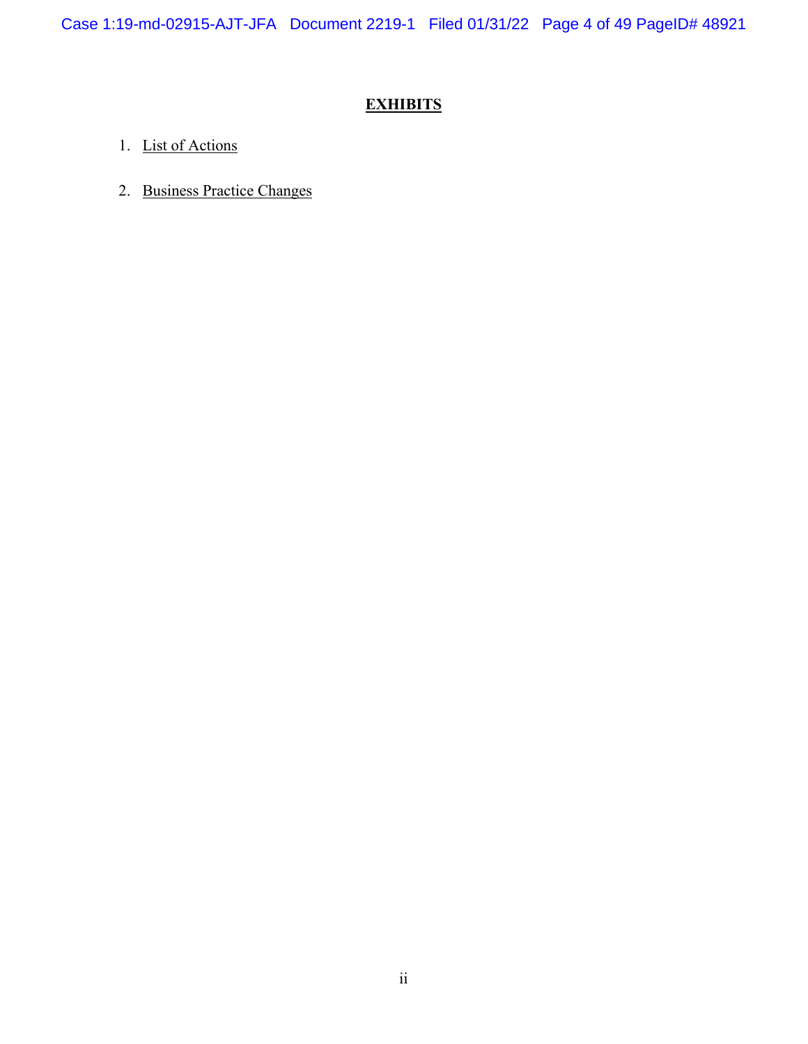# EXHIBITS

1. List of Actions

2. Business Practice Changes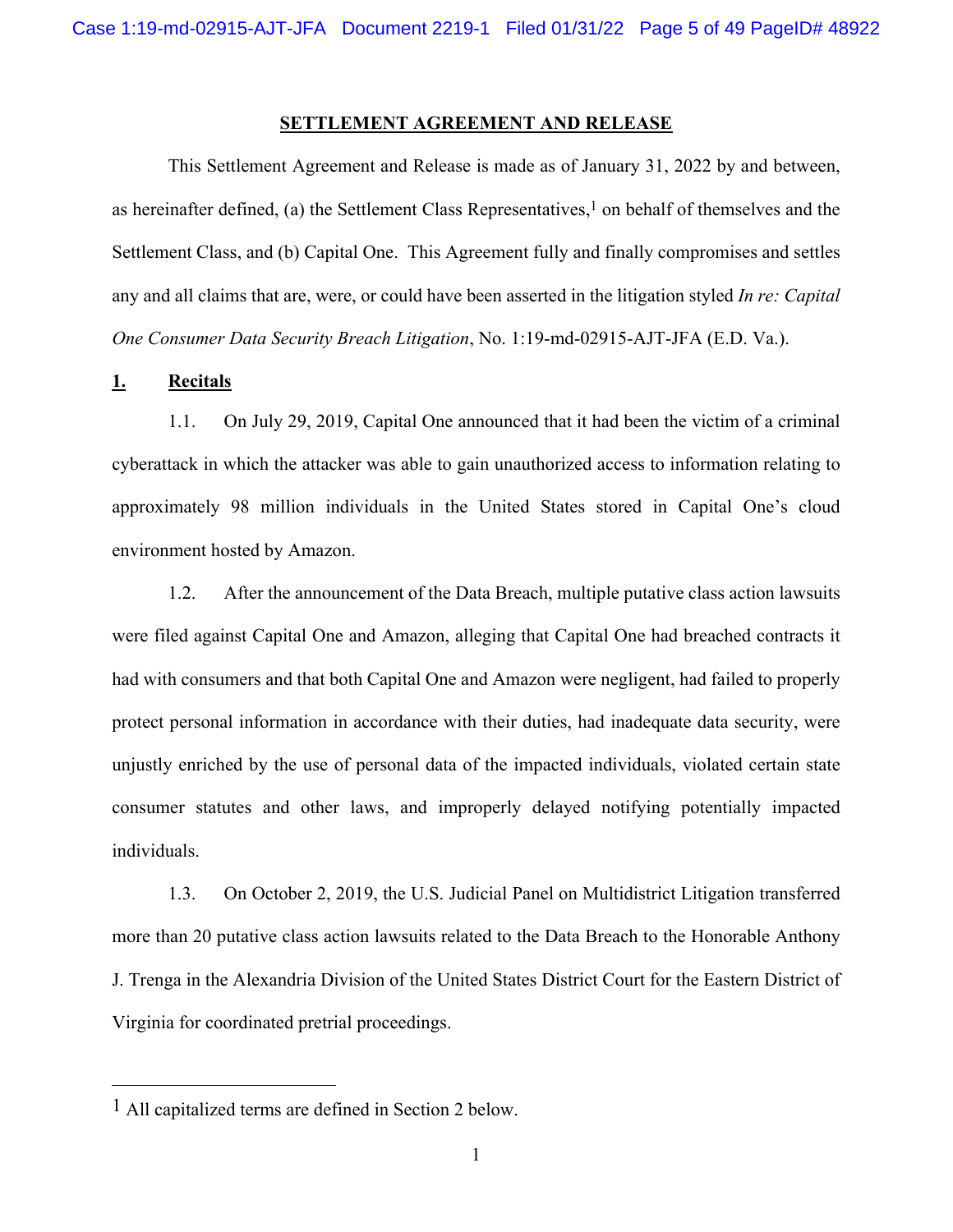**SETTLEMENT AGREEMENT AND RELEASE**

This Settlement Agreement and Release is made as of January 31, 2022 by and between, as hereinafter defined, (a) the Settlement Class Representatives,[1] on behalf of themselves and the Settlement Class, and (b) Capital One. This Agreement fully and finally compromises and settles any and all claims that are, were, or could have been asserted in the litigation styled *In re: Capital One Consumer Data Security Breach Litigation*, No. 1:19-md-02915-AJT-JFA (E.D. Va.).

## 1. Recitals

1.1. On July 29, 2019, Capital One announced that it had been the victim of a criminal cyberattack in which the attacker was able to gain unauthorized access to information relating to approximately 98 million individuals in the United States stored in Capital One's cloud environment hosted by Amazon.

1.2. After the announcement of the Data Breach, multiple putative class action lawsuits were filed against Capital One and Amazon, alleging that Capital One had breached contracts it had with consumers and that both Capital One and Amazon were negligent, had failed to properly protect personal information in accordance with their duties, had inadequate data security, were unjustly enriched by the use of personal data of the impacted individuals, violated certain state consumer statutes and other laws, and improperly delayed notifying potentially impacted individuals.

1.3. On October 2, 2019, the U.S. Judicial Panel on Multidistrict Litigation transferred more than 20 putative class action lawsuits related to the Data Breach to the Honorable Anthony J. Trenga in the Alexandria Division of the United States District Court for the Eastern District of Virginia for coordinated pretrial proceedings.

---

[1] All capitalized terms are defined in Section 2 below.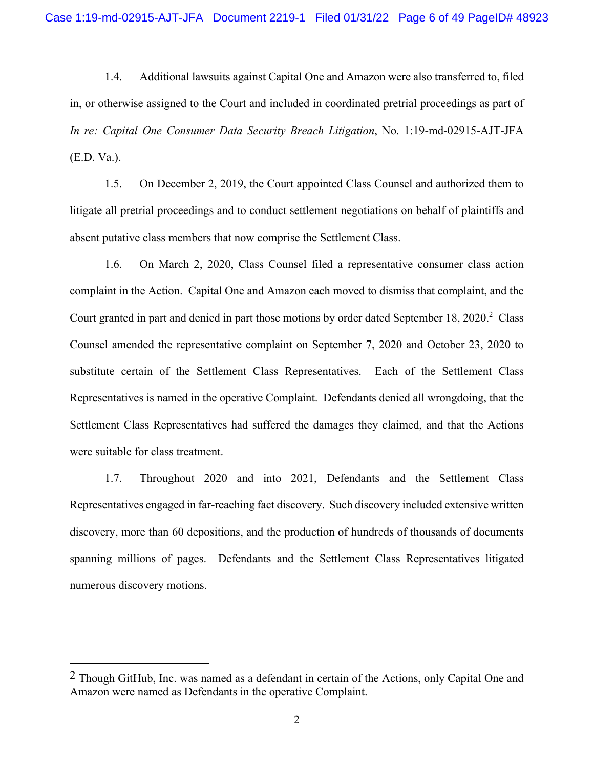1.4. Additional lawsuits against Capital One and Amazon were also transferred to, filed in, or otherwise assigned to the Court and included in coordinated pretrial proceedings as part of *In re: Capital One Consumer Data Security Breach Litigation*, No. 1:19-md-02915-AJT-JFA (E.D. Va.).

1.5. On December 2, 2019, the Court appointed Class Counsel and authorized them to litigate all pretrial proceedings and to conduct settlement negotiations on behalf of plaintiffs and absent putative class members that now comprise the Settlement Class.

1.6. On March 2, 2020, Class Counsel filed a representative consumer class action complaint in the Action. Capital One and Amazon each moved to dismiss that complaint, and the Court granted in part and denied in part those motions by order dated September 18, 2020.[2] Class Counsel amended the representative complaint on September 7, 2020 and October 23, 2020 to substitute certain of the Settlement Class Representatives. Each of the Settlement Class Representatives is named in the operative Complaint. Defendants denied all wrongdoing, that the Settlement Class Representatives had suffered the damages they claimed, and that the Actions were suitable for class treatment.

1.7. Throughout 2020 and into 2021, Defendants and the Settlement Class Representatives engaged in far-reaching fact discovery. Such discovery included extensive written discovery, more than 60 depositions, and the production of hundreds of thousands of documents spanning millions of pages. Defendants and the Settlement Class Representatives litigated numerous discovery motions.

---

[2] Though GitHub, Inc. was named as a defendant in certain of the Actions, only Capital One and Amazon were named as Defendants in the operative Complaint.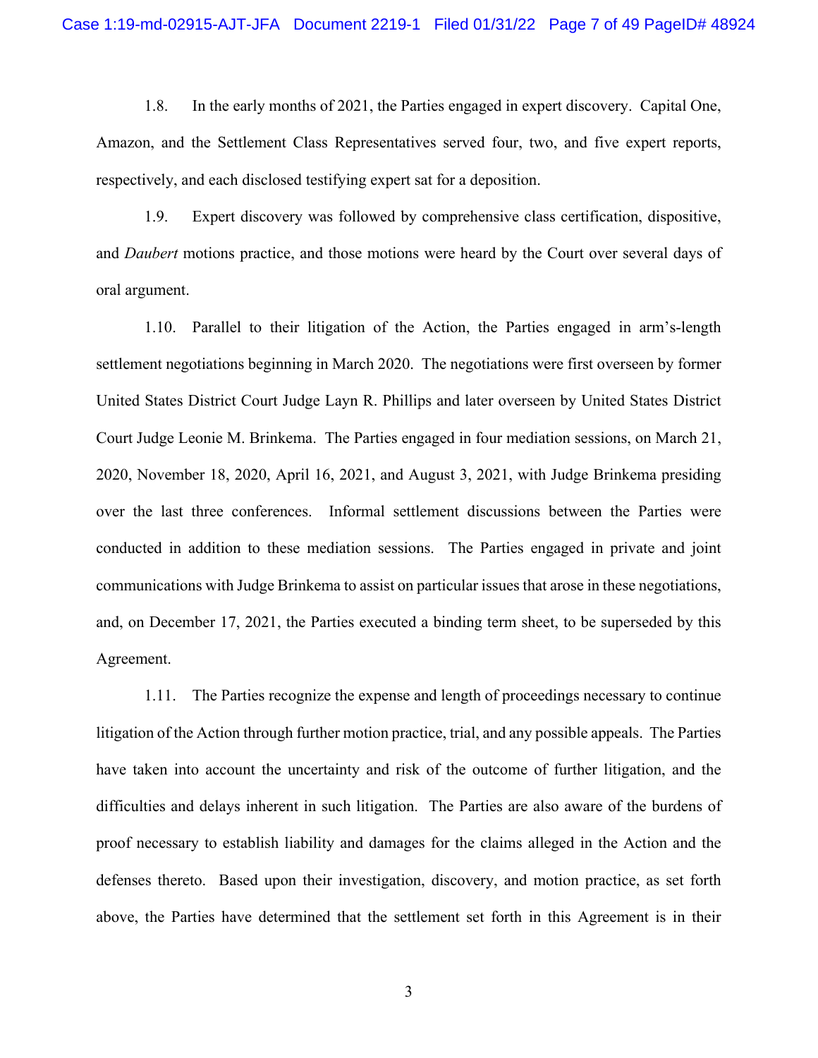1.8. In the early months of 2021, the Parties engaged in expert discovery. Capital One, Amazon, and the Settlement Class Representatives served four, two, and five expert reports, respectively, and each disclosed testifying expert sat for a deposition.

1.9. Expert discovery was followed by comprehensive class certification, dispositive, and *Daubert* motions practice, and those motions were heard by the Court over several days of oral argument.

1.10. Parallel to their litigation of the Action, the Parties engaged in arm's-length settlement negotiations beginning in March 2020. The negotiations were first overseen by former United States District Court Judge Layn R. Phillips and later overseen by United States District Court Judge Leonie M. Brinkema. The Parties engaged in four mediation sessions, on March 21, 2020, November 18, 2020, April 16, 2021, and August 3, 2021, with Judge Brinkema presiding over the last three conferences. Informal settlement discussions between the Parties were conducted in addition to these mediation sessions. The Parties engaged in private and joint communications with Judge Brinkema to assist on particular issues that arose in these negotiations, and, on December 17, 2021, the Parties executed a binding term sheet, to be superseded by this Agreement.

1.11. The Parties recognize the expense and length of proceedings necessary to continue litigation of the Action through further motion practice, trial, and any possible appeals. The Parties have taken into account the uncertainty and risk of the outcome of further litigation, and the difficulties and delays inherent in such litigation. The Parties are also aware of the burdens of proof necessary to establish liability and damages for the claims alleged in the Action and the defenses thereto. Based upon their investigation, discovery, and motion practice, as set forth above, the Parties have determined that the settlement set forth in this Agreement is in their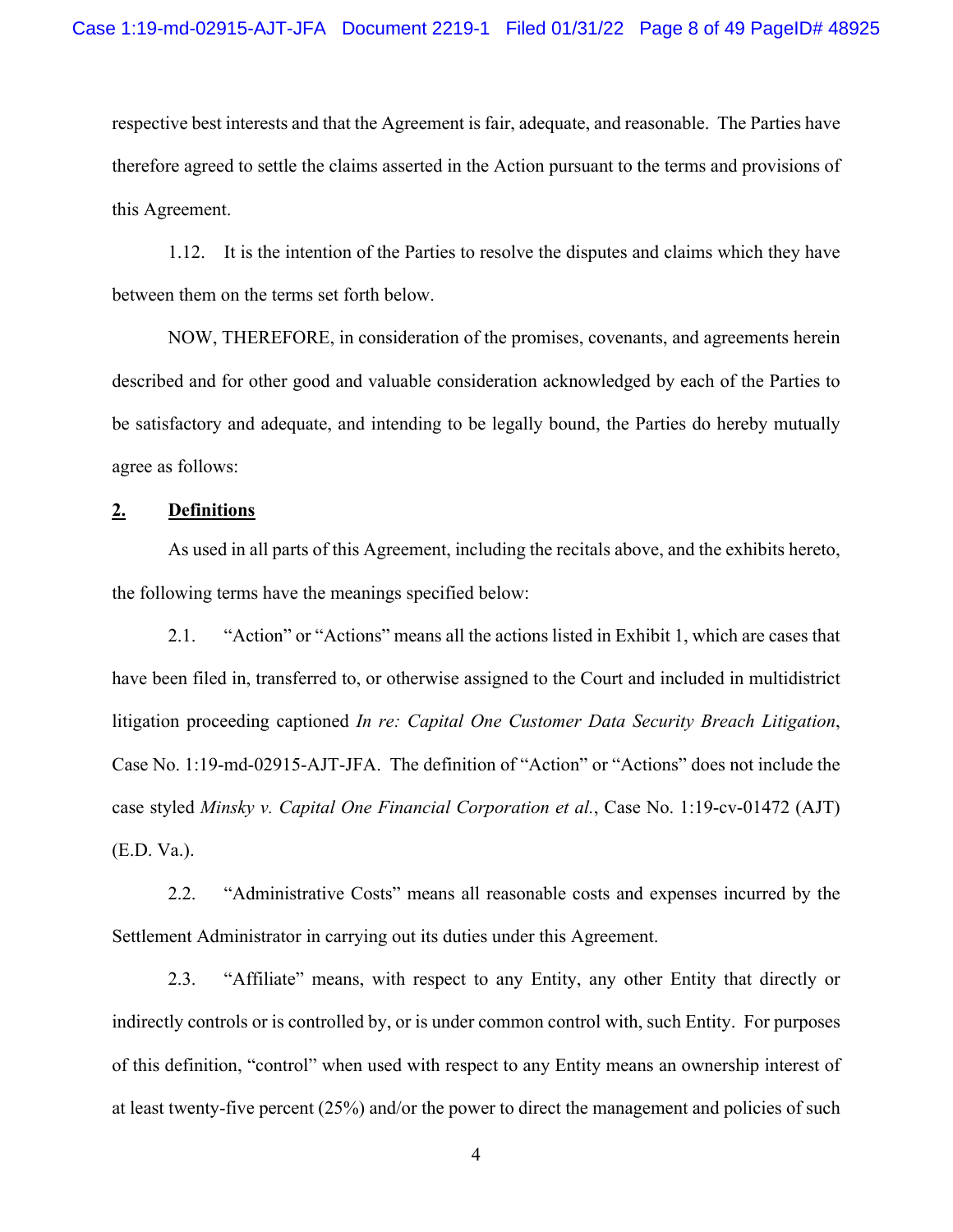respective best interests and that the Agreement is fair, adequate, and reasonable. The Parties have therefore agreed to settle the claims asserted in the Action pursuant to the terms and provisions of this Agreement.

1.12. It is the intention of the Parties to resolve the disputes and claims which they have between them on the terms set forth below.

NOW, THEREFORE, in consideration of the promises, covenants, and agreements herein described and for other good and valuable consideration acknowledged by each of the Parties to be satisfactory and adequate, and intending to be legally bound, the Parties do hereby mutually agree as follows:

## **2. Definitions**

As used in all parts of this Agreement, including the recitals above, and the exhibits hereto, the following terms have the meanings specified below:

2.1. "Action" or "Actions" means all the actions listed in Exhibit 1, which are cases that have been filed in, transferred to, or otherwise assigned to the Court and included in multidistrict litigation proceeding captioned *In re: Capital One Customer Data Security Breach Litigation*, Case No. 1:19-md-02915-AJT-JFA. The definition of "Action" or "Actions" does not include the case styled *Minsky v. Capital One Financial Corporation et al.*, Case No. 1:19-cv-01472 (AJT) (E.D. Va.).

2.2. "Administrative Costs" means all reasonable costs and expenses incurred by the Settlement Administrator in carrying out its duties under this Agreement.

2.3. "Affiliate" means, with respect to any Entity, any other Entity that directly or indirectly controls or is controlled by, or is under common control with, such Entity. For purposes of this definition, "control" when used with respect to any Entity means an ownership interest of at least twenty-five percent (25%) and/or the power to direct the management and policies of such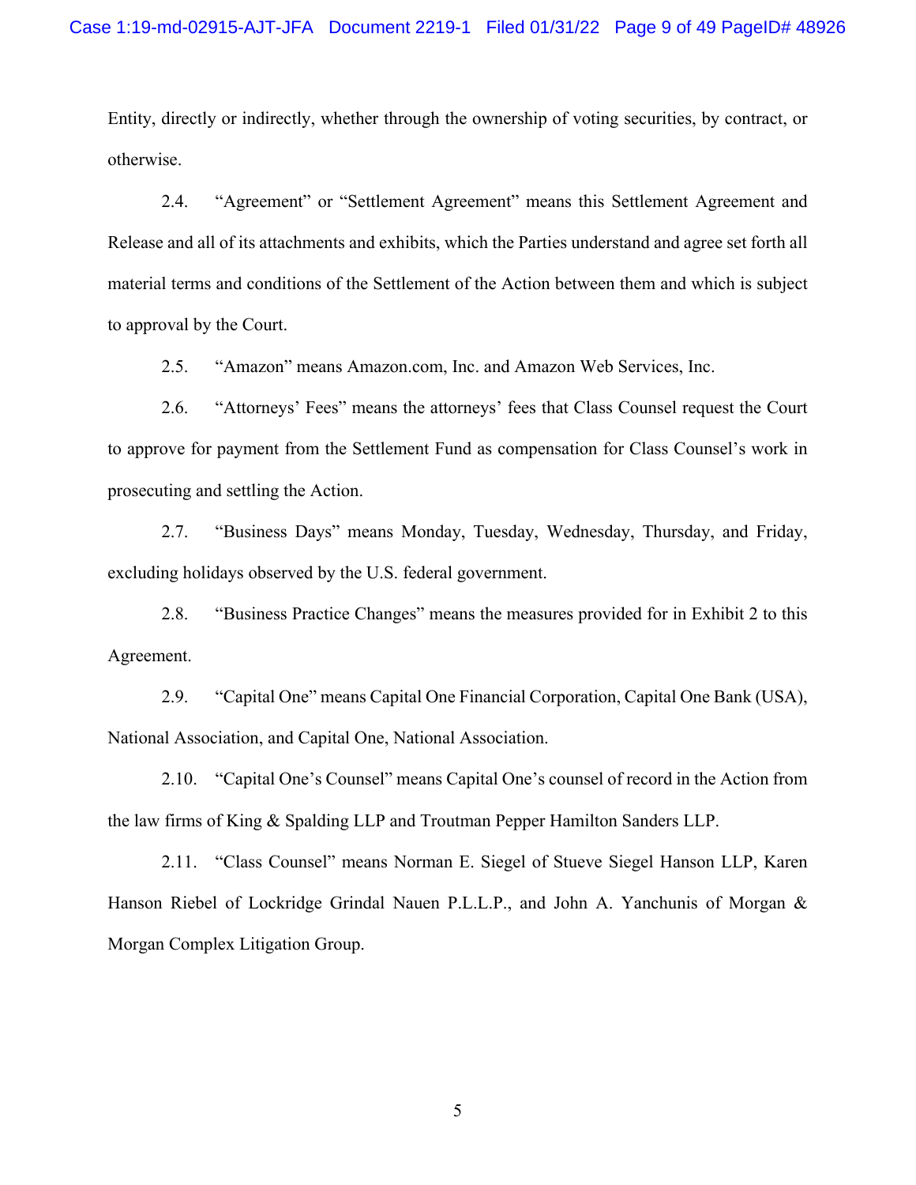Entity, directly or indirectly, whether through the ownership of voting securities, by contract, or otherwise.

2.4. "Agreement" or "Settlement Agreement" means this Settlement Agreement and Release and all of its attachments and exhibits, which the Parties understand and agree set forth all material terms and conditions of the Settlement of the Action between them and which is subject to approval by the Court.

2.5. "Amazon" means Amazon.com, Inc. and Amazon Web Services, Inc.

2.6. "Attorneys' Fees" means the attorneys' fees that Class Counsel request the Court to approve for payment from the Settlement Fund as compensation for Class Counsel's work in prosecuting and settling the Action.

2.7. "Business Days" means Monday, Tuesday, Wednesday, Thursday, and Friday, excluding holidays observed by the U.S. federal government.

2.8. "Business Practice Changes" means the measures provided for in Exhibit 2 to this Agreement.

2.9. "Capital One" means Capital One Financial Corporation, Capital One Bank (USA), National Association, and Capital One, National Association.

2.10. "Capital One's Counsel" means Capital One's counsel of record in the Action from the law firms of King & Spalding LLP and Troutman Pepper Hamilton Sanders LLP.

2.11. "Class Counsel" means Norman E. Siegel of Stueve Siegel Hanson LLP, Karen Hanson Riebel of Lockridge Grindal Nauen P.L.L.P., and John A. Yanchunis of Morgan & Morgan Complex Litigation Group.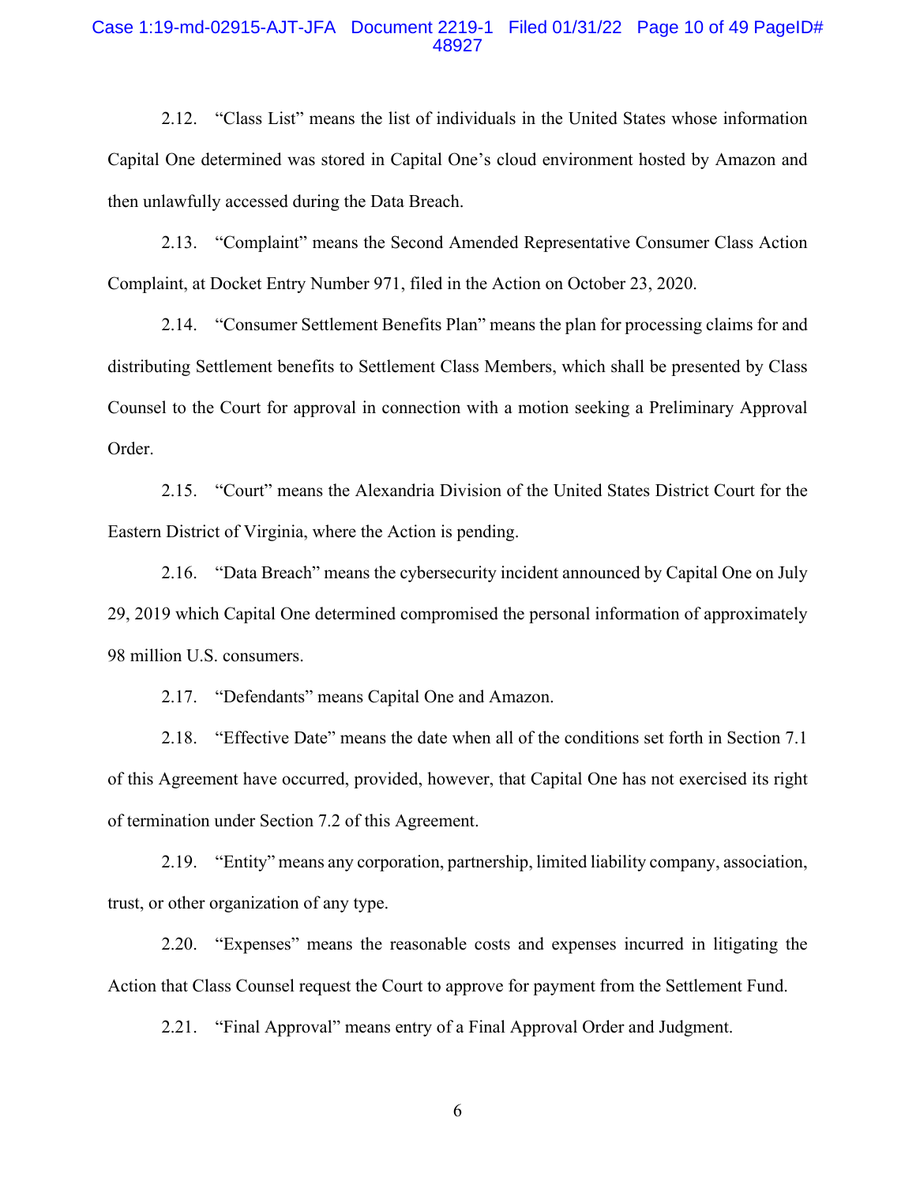2.12. "Class List" means the list of individuals in the United States whose information Capital One determined was stored in Capital One's cloud environment hosted by Amazon and then unlawfully accessed during the Data Breach.

2.13. "Complaint" means the Second Amended Representative Consumer Class Action Complaint, at Docket Entry Number 971, filed in the Action on October 23, 2020.

2.14. "Consumer Settlement Benefits Plan" means the plan for processing claims for and distributing Settlement benefits to Settlement Class Members, which shall be presented by Class Counsel to the Court for approval in connection with a motion seeking a Preliminary Approval Order.

2.15. "Court" means the Alexandria Division of the United States District Court for the Eastern District of Virginia, where the Action is pending.

2.16. "Data Breach" means the cybersecurity incident announced by Capital One on July 29, 2019 which Capital One determined compromised the personal information of approximately 98 million U.S. consumers.

2.17. "Defendants" means Capital One and Amazon.

2.18. "Effective Date" means the date when all of the conditions set forth in Section 7.1 of this Agreement have occurred, provided, however, that Capital One has not exercised its right of termination under Section 7.2 of this Agreement.

2.19. "Entity" means any corporation, partnership, limited liability company, association, trust, or other organization of any type.

2.20. "Expenses" means the reasonable costs and expenses incurred in litigating the Action that Class Counsel request the Court to approve for payment from the Settlement Fund.

2.21. "Final Approval" means entry of a Final Approval Order and Judgment.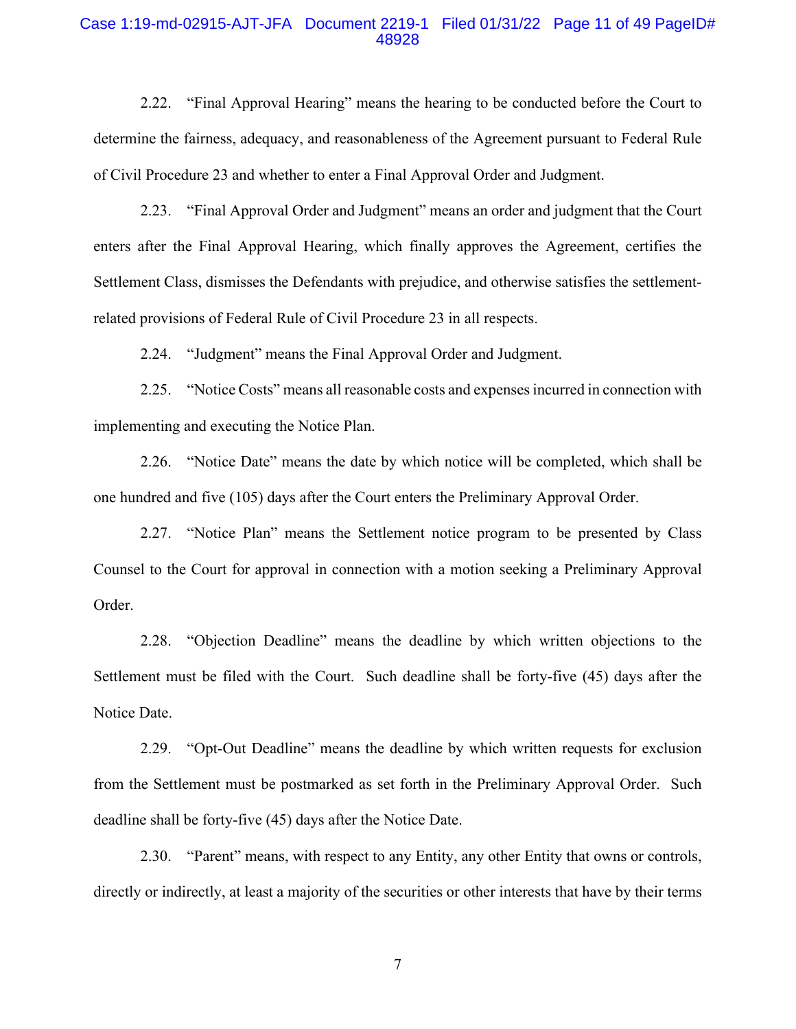2.22. "Final Approval Hearing" means the hearing to be conducted before the Court to determine the fairness, adequacy, and reasonableness of the Agreement pursuant to Federal Rule of Civil Procedure 23 and whether to enter a Final Approval Order and Judgment.

2.23. "Final Approval Order and Judgment" means an order and judgment that the Court enters after the Final Approval Hearing, which finally approves the Agreement, certifies the Settlement Class, dismisses the Defendants with prejudice, and otherwise satisfies the settlement-related provisions of Federal Rule of Civil Procedure 23 in all respects.

2.24. "Judgment" means the Final Approval Order and Judgment.

2.25. "Notice Costs" means all reasonable costs and expenses incurred in connection with implementing and executing the Notice Plan.

2.26. "Notice Date" means the date by which notice will be completed, which shall be one hundred and five (105) days after the Court enters the Preliminary Approval Order.

2.27. "Notice Plan" means the Settlement notice program to be presented by Class Counsel to the Court for approval in connection with a motion seeking a Preliminary Approval Order.

2.28. "Objection Deadline" means the deadline by which written objections to the Settlement must be filed with the Court. Such deadline shall be forty-five (45) days after the Notice Date.

2.29. "Opt-Out Deadline" means the deadline by which written requests for exclusion from the Settlement must be postmarked as set forth in the Preliminary Approval Order. Such deadline shall be forty-five (45) days after the Notice Date.

2.30. "Parent" means, with respect to any Entity, any other Entity that owns or controls, directly or indirectly, at least a majority of the securities or other interests that have by their terms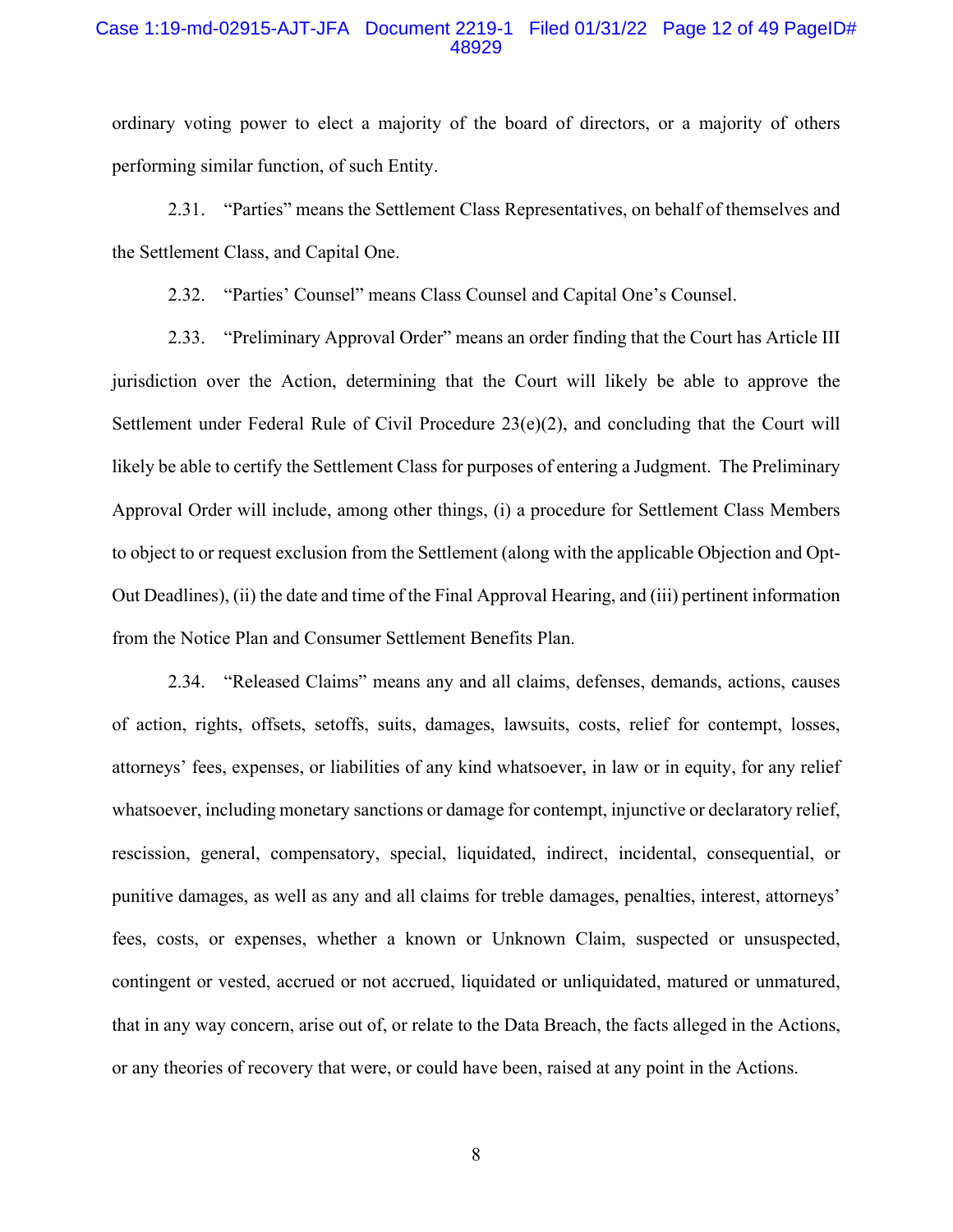ordinary voting power to elect a majority of the board of directors, or a majority of others performing similar function, of such Entity.

2.31. "Parties" means the Settlement Class Representatives, on behalf of themselves and the Settlement Class, and Capital One.

2.32. "Parties' Counsel" means Class Counsel and Capital One's Counsel.

2.33. "Preliminary Approval Order" means an order finding that the Court has Article III jurisdiction over the Action, determining that the Court will likely be able to approve the Settlement under Federal Rule of Civil Procedure 23(e)(2), and concluding that the Court will likely be able to certify the Settlement Class for purposes of entering a Judgment. The Preliminary Approval Order will include, among other things, (i) a procedure for Settlement Class Members to object to or request exclusion from the Settlement (along with the applicable Objection and Opt-Out Deadlines), (ii) the date and time of the Final Approval Hearing, and (iii) pertinent information from the Notice Plan and Consumer Settlement Benefits Plan.

2.34. "Released Claims" means any and all claims, defenses, demands, actions, causes of action, rights, offsets, setoffs, suits, damages, lawsuits, costs, relief for contempt, losses, attorneys' fees, expenses, or liabilities of any kind whatsoever, in law or in equity, for any relief whatsoever, including monetary sanctions or damage for contempt, injunctive or declaratory relief, rescission, general, compensatory, special, liquidated, indirect, incidental, consequential, or punitive damages, as well as any and all claims for treble damages, penalties, interest, attorneys' fees, costs, or expenses, whether a known or Unknown Claim, suspected or unsuspected, contingent or vested, accrued or not accrued, liquidated or unliquidated, matured or unmatured, that in any way concern, arise out of, or relate to the Data Breach, the facts alleged in the Actions, or any theories of recovery that were, or could have been, raised at any point in the Actions.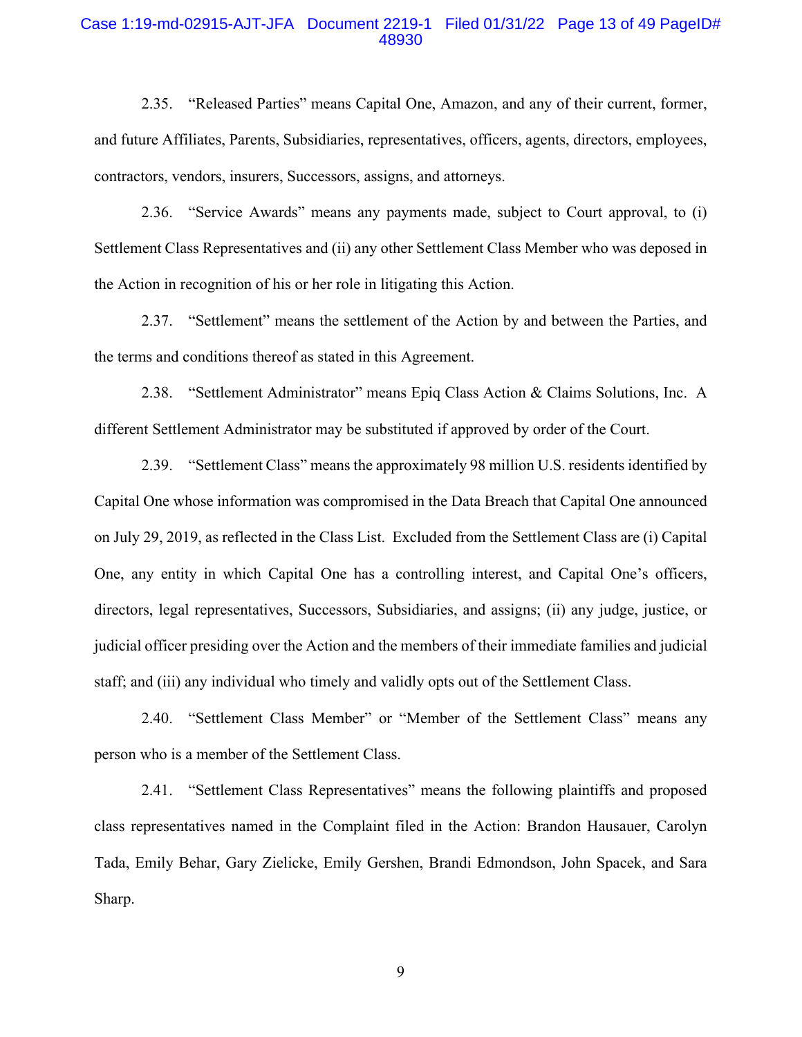2.35. "Released Parties" means Capital One, Amazon, and any of their current, former, and future Affiliates, Parents, Subsidiaries, representatives, officers, agents, directors, employees, contractors, vendors, insurers, Successors, assigns, and attorneys.

2.36. "Service Awards" means any payments made, subject to Court approval, to (i) Settlement Class Representatives and (ii) any other Settlement Class Member who was deposed in the Action in recognition of his or her role in litigating this Action.

2.37. "Settlement" means the settlement of the Action by and between the Parties, and the terms and conditions thereof as stated in this Agreement.

2.38. "Settlement Administrator" means Epiq Class Action & Claims Solutions, Inc. A different Settlement Administrator may be substituted if approved by order of the Court.

2.39. "Settlement Class" means the approximately 98 million U.S. residents identified by Capital One whose information was compromised in the Data Breach that Capital One announced on July 29, 2019, as reflected in the Class List. Excluded from the Settlement Class are (i) Capital One, any entity in which Capital One has a controlling interest, and Capital One's officers, directors, legal representatives, Successors, Subsidiaries, and assigns; (ii) any judge, justice, or judicial officer presiding over the Action and the members of their immediate families and judicial staff; and (iii) any individual who timely and validly opts out of the Settlement Class.

2.40. "Settlement Class Member" or "Member of the Settlement Class" means any person who is a member of the Settlement Class.

2.41. "Settlement Class Representatives" means the following plaintiffs and proposed class representatives named in the Complaint filed in the Action: Brandon Hausauer, Carolyn Tada, Emily Behar, Gary Zielicke, Emily Gershen, Brandi Edmondson, John Spacek, and Sara Sharp.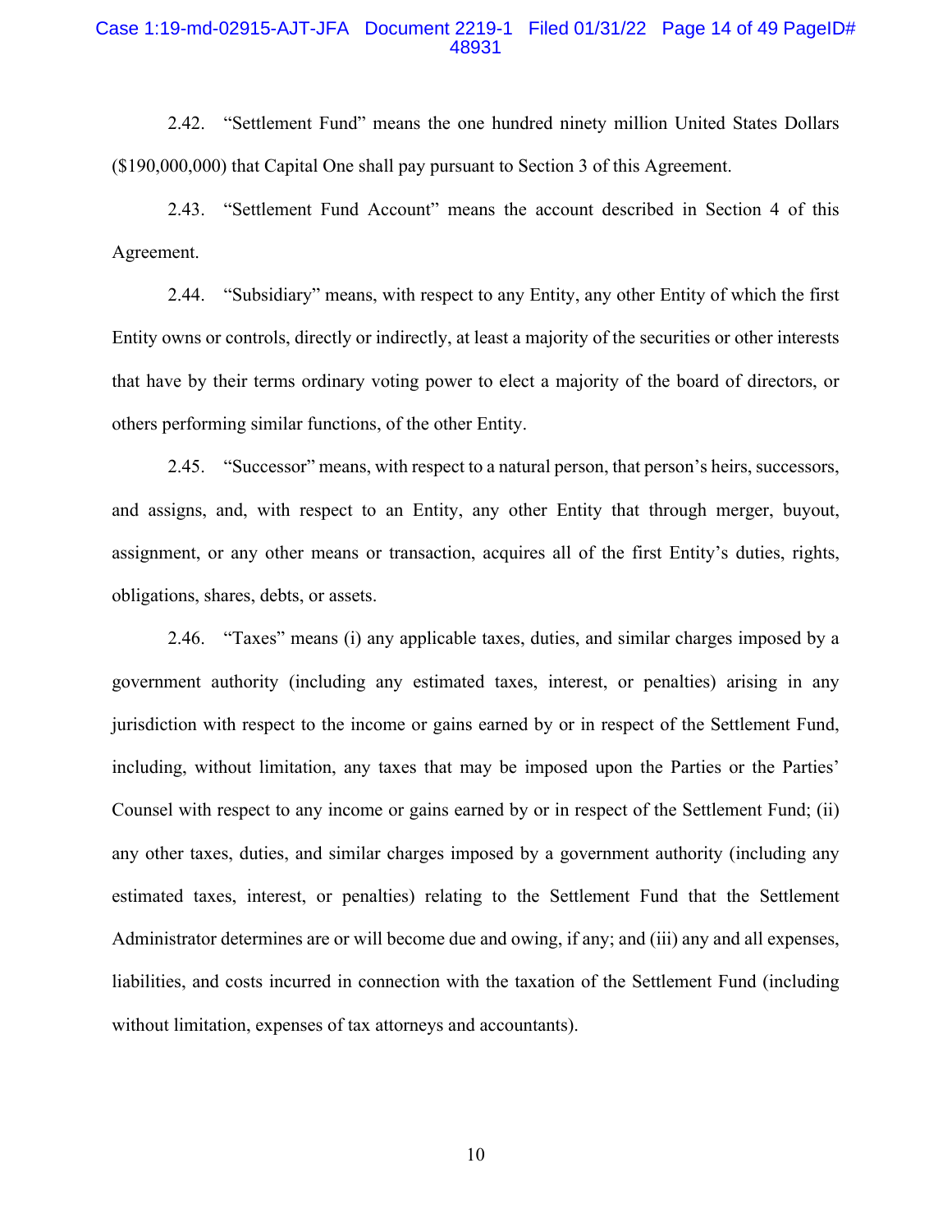2.42. "Settlement Fund" means the one hundred ninety million United States Dollars ($190,000,000) that Capital One shall pay pursuant to Section 3 of this Agreement.

2.43. "Settlement Fund Account" means the account described in Section 4 of this Agreement.

2.44. "Subsidiary" means, with respect to any Entity, any other Entity of which the first Entity owns or controls, directly or indirectly, at least a majority of the securities or other interests that have by their terms ordinary voting power to elect a majority of the board of directors, or others performing similar functions, of the other Entity.

2.45. "Successor" means, with respect to a natural person, that person's heirs, successors, and assigns, and, with respect to an Entity, any other Entity that through merger, buyout, assignment, or any other means or transaction, acquires all of the first Entity's duties, rights, obligations, shares, debts, or assets.

2.46. "Taxes" means (i) any applicable taxes, duties, and similar charges imposed by a government authority (including any estimated taxes, interest, or penalties) arising in any jurisdiction with respect to the income or gains earned by or in respect of the Settlement Fund, including, without limitation, any taxes that may be imposed upon the Parties or the Parties' Counsel with respect to any income or gains earned by or in respect of the Settlement Fund; (ii) any other taxes, duties, and similar charges imposed by a government authority (including any estimated taxes, interest, or penalties) relating to the Settlement Fund that the Settlement Administrator determines are or will become due and owing, if any; and (iii) any and all expenses, liabilities, and costs incurred in connection with the taxation of the Settlement Fund (including without limitation, expenses of tax attorneys and accountants).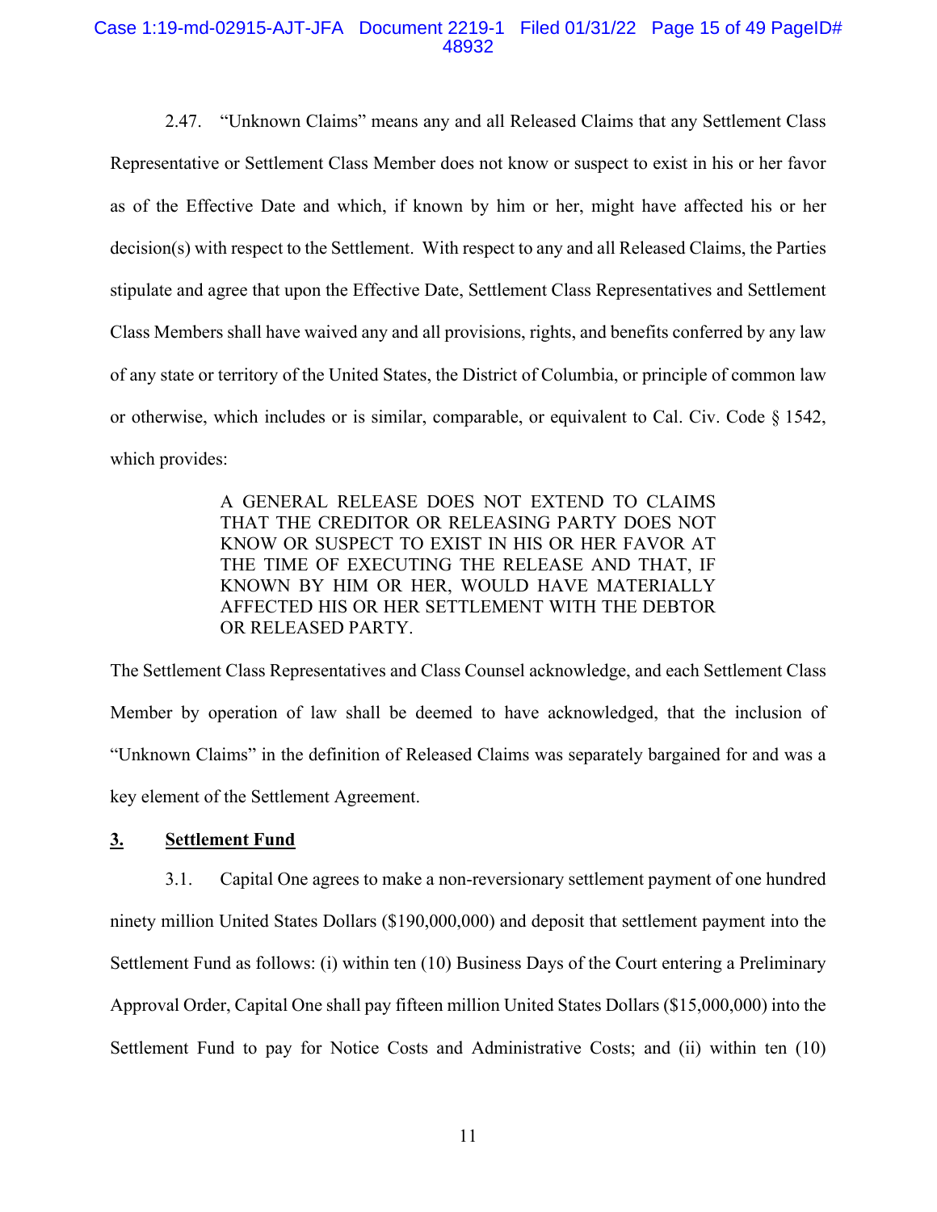2.47. "Unknown Claims" means any and all Released Claims that any Settlement Class Representative or Settlement Class Member does not know or suspect to exist in his or her favor as of the Effective Date and which, if known by him or her, might have affected his or her decision(s) with respect to the Settlement. With respect to any and all Released Claims, the Parties stipulate and agree that upon the Effective Date, Settlement Class Representatives and Settlement Class Members shall have waived any and all provisions, rights, and benefits conferred by any law of any state or territory of the United States, the District of Columbia, or principle of common law or otherwise, which includes or is similar, comparable, or equivalent to Cal. Civ. Code § 1542, which provides:

> A GENERAL RELEASE DOES NOT EXTEND TO CLAIMS THAT THE CREDITOR OR RELEASING PARTY DOES NOT KNOW OR SUSPECT TO EXIST IN HIS OR HER FAVOR AT THE TIME OF EXECUTING THE RELEASE AND THAT, IF KNOWN BY HIM OR HER, WOULD HAVE MATERIALLY AFFECTED HIS OR HER SETTLEMENT WITH THE DEBTOR OR RELEASED PARTY.

The Settlement Class Representatives and Class Counsel acknowledge, and each Settlement Class Member by operation of law shall be deemed to have acknowledged, that the inclusion of "Unknown Claims" in the definition of Released Claims was separately bargained for and was a key element of the Settlement Agreement.

## 3. Settlement Fund

3.1. Capital One agrees to make a non-reversionary settlement payment of one hundred ninety million United States Dollars ($190,000,000) and deposit that settlement payment into the Settlement Fund as follows: (i) within ten (10) Business Days of the Court entering a Preliminary Approval Order, Capital One shall pay fifteen million United States Dollars ($15,000,000) into the Settlement Fund to pay for Notice Costs and Administrative Costs; and (ii) within ten (10)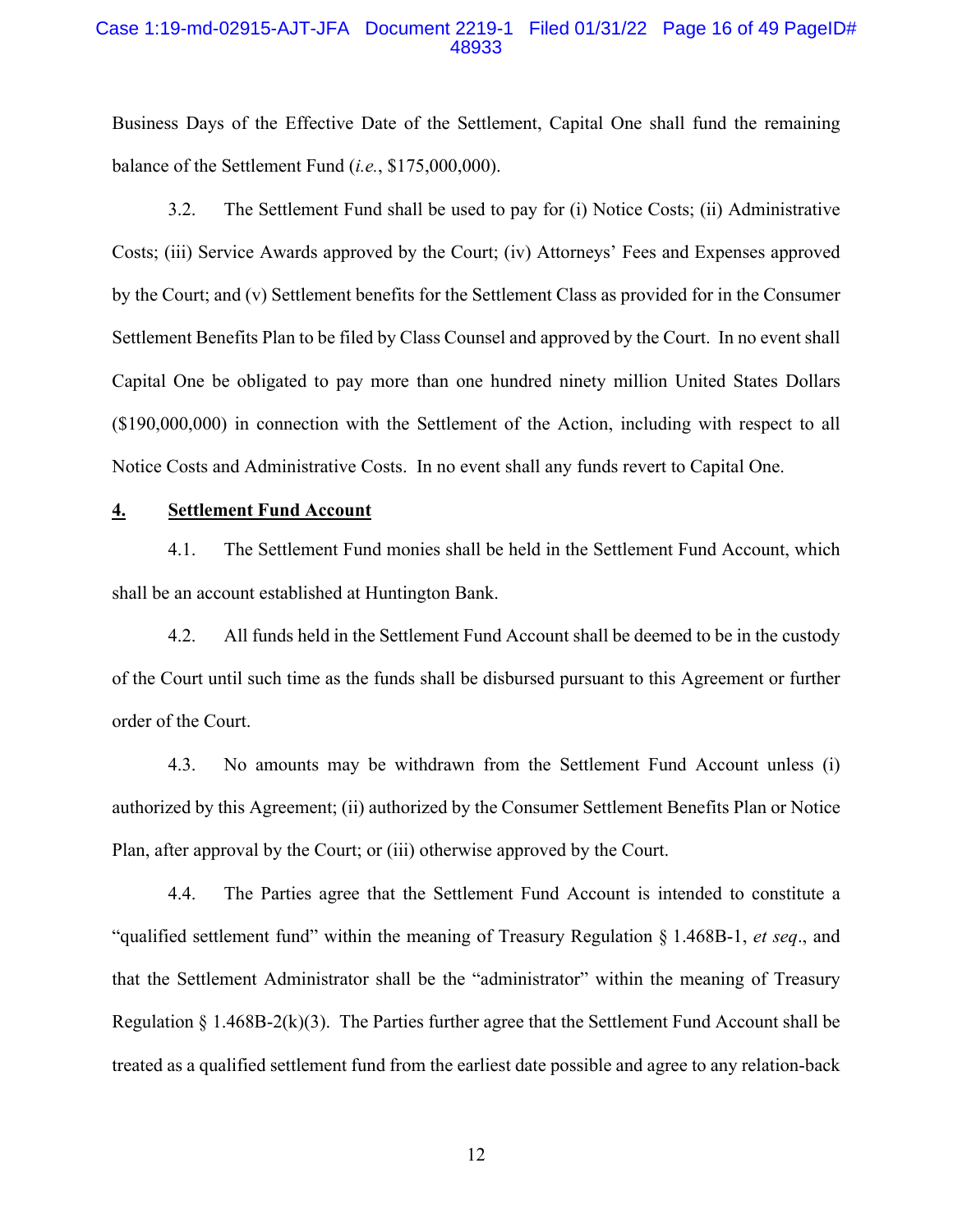Business Days of the Effective Date of the Settlement, Capital One shall fund the remaining balance of the Settlement Fund (*i.e.*, $175,000,000).

3.2. The Settlement Fund shall be used to pay for (i) Notice Costs; (ii) Administrative Costs; (iii) Service Awards approved by the Court; (iv) Attorneys' Fees and Expenses approved by the Court; and (v) Settlement benefits for the Settlement Class as provided for in the Consumer Settlement Benefits Plan to be filed by Class Counsel and approved by the Court. In no event shall Capital One be obligated to pay more than one hundred ninety million United States Dollars ($190,000,000) in connection with the Settlement of the Action, including with respect to all Notice Costs and Administrative Costs. In no event shall any funds revert to Capital One.

**4. <u>Settlement Fund Account</u>**

4.1. The Settlement Fund monies shall be held in the Settlement Fund Account, which shall be an account established at Huntington Bank.

4.2. All funds held in the Settlement Fund Account shall be deemed to be in the custody of the Court until such time as the funds shall be disbursed pursuant to this Agreement or further order of the Court.

4.3. No amounts may be withdrawn from the Settlement Fund Account unless (i) authorized by this Agreement; (ii) authorized by the Consumer Settlement Benefits Plan or Notice Plan, after approval by the Court; or (iii) otherwise approved by the Court.

4.4. The Parties agree that the Settlement Fund Account is intended to constitute a "qualified settlement fund" within the meaning of Treasury Regulation § 1.468B-1, *et seq*., and that the Settlement Administrator shall be the "administrator" within the meaning of Treasury Regulation § 1.468B-2(k)(3). The Parties further agree that the Settlement Fund Account shall be treated as a qualified settlement fund from the earliest date possible and agree to any relation-back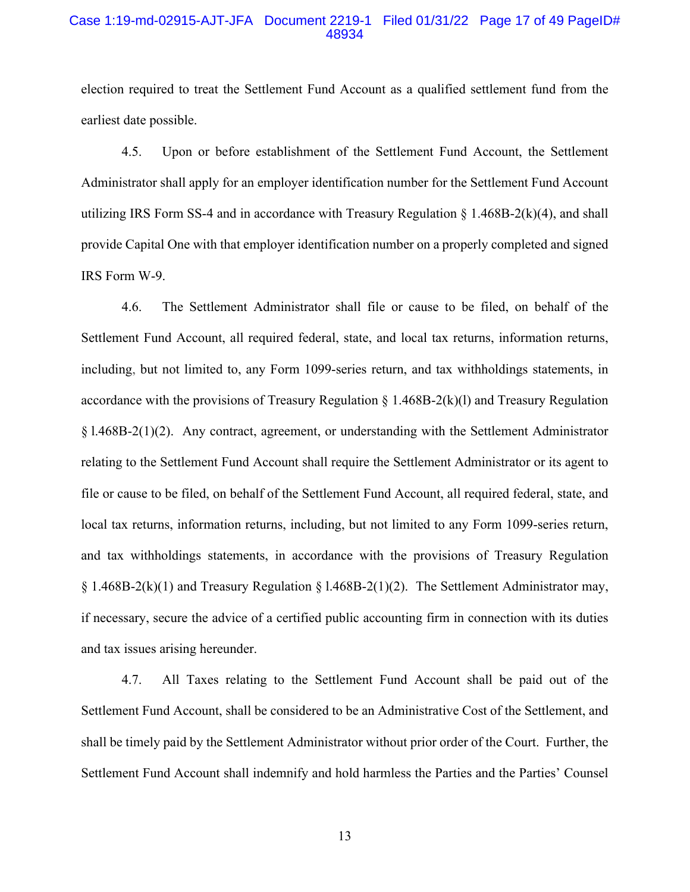election required to treat the Settlement Fund Account as a qualified settlement fund from the earliest date possible.

4.5. Upon or before establishment of the Settlement Fund Account, the Settlement Administrator shall apply for an employer identification number for the Settlement Fund Account utilizing IRS Form SS-4 and in accordance with Treasury Regulation § 1.468B-2(k)(4), and shall provide Capital One with that employer identification number on a properly completed and signed IRS Form W-9.

4.6. The Settlement Administrator shall file or cause to be filed, on behalf of the Settlement Fund Account, all required federal, state, and local tax returns, information returns, including, but not limited to, any Form 1099-series return, and tax withholdings statements, in accordance with the provisions of Treasury Regulation § 1.468B-2(k)(l) and Treasury Regulation § l.468B-2(1)(2). Any contract, agreement, or understanding with the Settlement Administrator relating to the Settlement Fund Account shall require the Settlement Administrator or its agent to file or cause to be filed, on behalf of the Settlement Fund Account, all required federal, state, and local tax returns, information returns, including, but not limited to any Form 1099-series return, and tax withholdings statements, in accordance with the provisions of Treasury Regulation § 1.468B-2(k)(1) and Treasury Regulation § l.468B-2(1)(2). The Settlement Administrator may, if necessary, secure the advice of a certified public accounting firm in connection with its duties and tax issues arising hereunder.

4.7. All Taxes relating to the Settlement Fund Account shall be paid out of the Settlement Fund Account, shall be considered to be an Administrative Cost of the Settlement, and shall be timely paid by the Settlement Administrator without prior order of the Court. Further, the Settlement Fund Account shall indemnify and hold harmless the Parties and the Parties' Counsel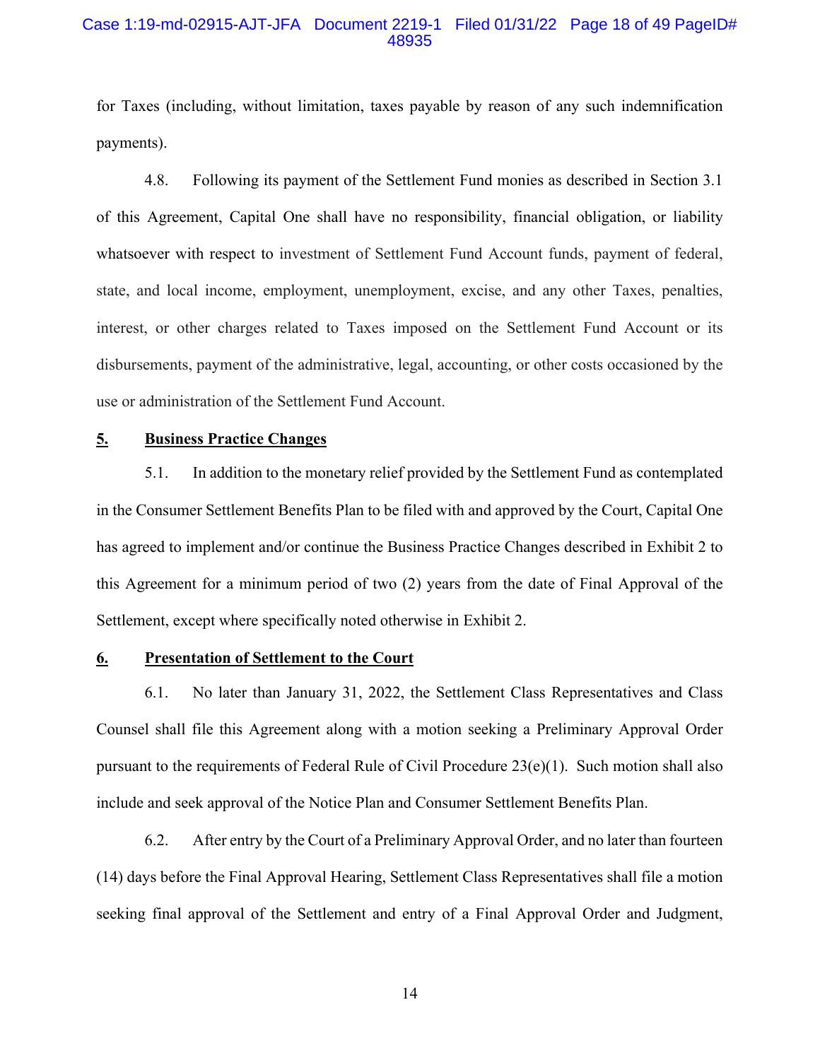for Taxes (including, without limitation, taxes payable by reason of any such indemnification payments).

4.8. Following its payment of the Settlement Fund monies as described in Section 3.1 of this Agreement, Capital One shall have no responsibility, financial obligation, or liability whatsoever with respect to investment of Settlement Fund Account funds, payment of federal, state, and local income, employment, unemployment, excise, and any other Taxes, penalties, interest, or other charges related to Taxes imposed on the Settlement Fund Account or its disbursements, payment of the administrative, legal, accounting, or other costs occasioned by the use or administration of the Settlement Fund Account.

## 5. Business Practice Changes

5.1. In addition to the monetary relief provided by the Settlement Fund as contemplated in the Consumer Settlement Benefits Plan to be filed with and approved by the Court, Capital One has agreed to implement and/or continue the Business Practice Changes described in Exhibit 2 to this Agreement for a minimum period of two (2) years from the date of Final Approval of the Settlement, except where specifically noted otherwise in Exhibit 2.

## 6. Presentation of Settlement to the Court

6.1. No later than January 31, 2022, the Settlement Class Representatives and Class Counsel shall file this Agreement along with a motion seeking a Preliminary Approval Order pursuant to the requirements of Federal Rule of Civil Procedure 23(e)(1). Such motion shall also include and seek approval of the Notice Plan and Consumer Settlement Benefits Plan.

6.2. After entry by the Court of a Preliminary Approval Order, and no later than fourteen (14) days before the Final Approval Hearing, Settlement Class Representatives shall file a motion seeking final approval of the Settlement and entry of a Final Approval Order and Judgment,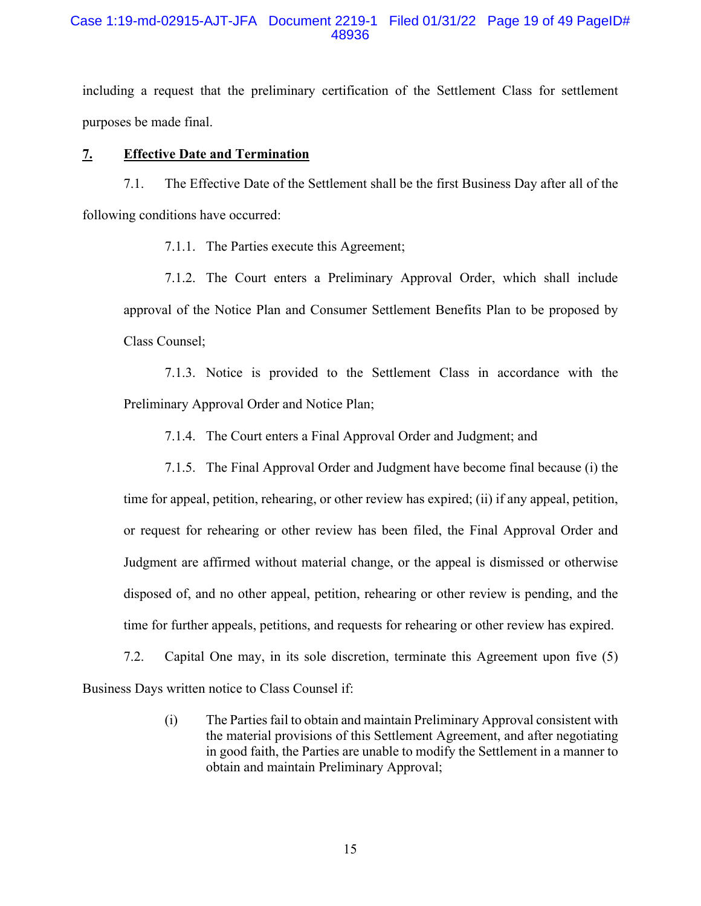including a request that the preliminary certification of the Settlement Class for settlement purposes be made final.

## 7. Effective Date and Termination

7.1. The Effective Date of the Settlement shall be the first Business Day after all of the following conditions have occurred:

7.1.1. The Parties execute this Agreement;

7.1.2. The Court enters a Preliminary Approval Order, which shall include approval of the Notice Plan and Consumer Settlement Benefits Plan to be proposed by Class Counsel;

7.1.3. Notice is provided to the Settlement Class in accordance with the Preliminary Approval Order and Notice Plan;

7.1.4. The Court enters a Final Approval Order and Judgment; and

7.1.5. The Final Approval Order and Judgment have become final because (i) the time for appeal, petition, rehearing, or other review has expired; (ii) if any appeal, petition, or request for rehearing or other review has been filed, the Final Approval Order and Judgment are affirmed without material change, or the appeal is dismissed or otherwise disposed of, and no other appeal, petition, rehearing or other review is pending, and the time for further appeals, petitions, and requests for rehearing or other review has expired.

7.2. Capital One may, in its sole discretion, terminate this Agreement upon five (5) Business Days written notice to Class Counsel if:

(i) The Parties fail to obtain and maintain Preliminary Approval consistent with the material provisions of this Settlement Agreement, and after negotiating in good faith, the Parties are unable to modify the Settlement in a manner to obtain and maintain Preliminary Approval;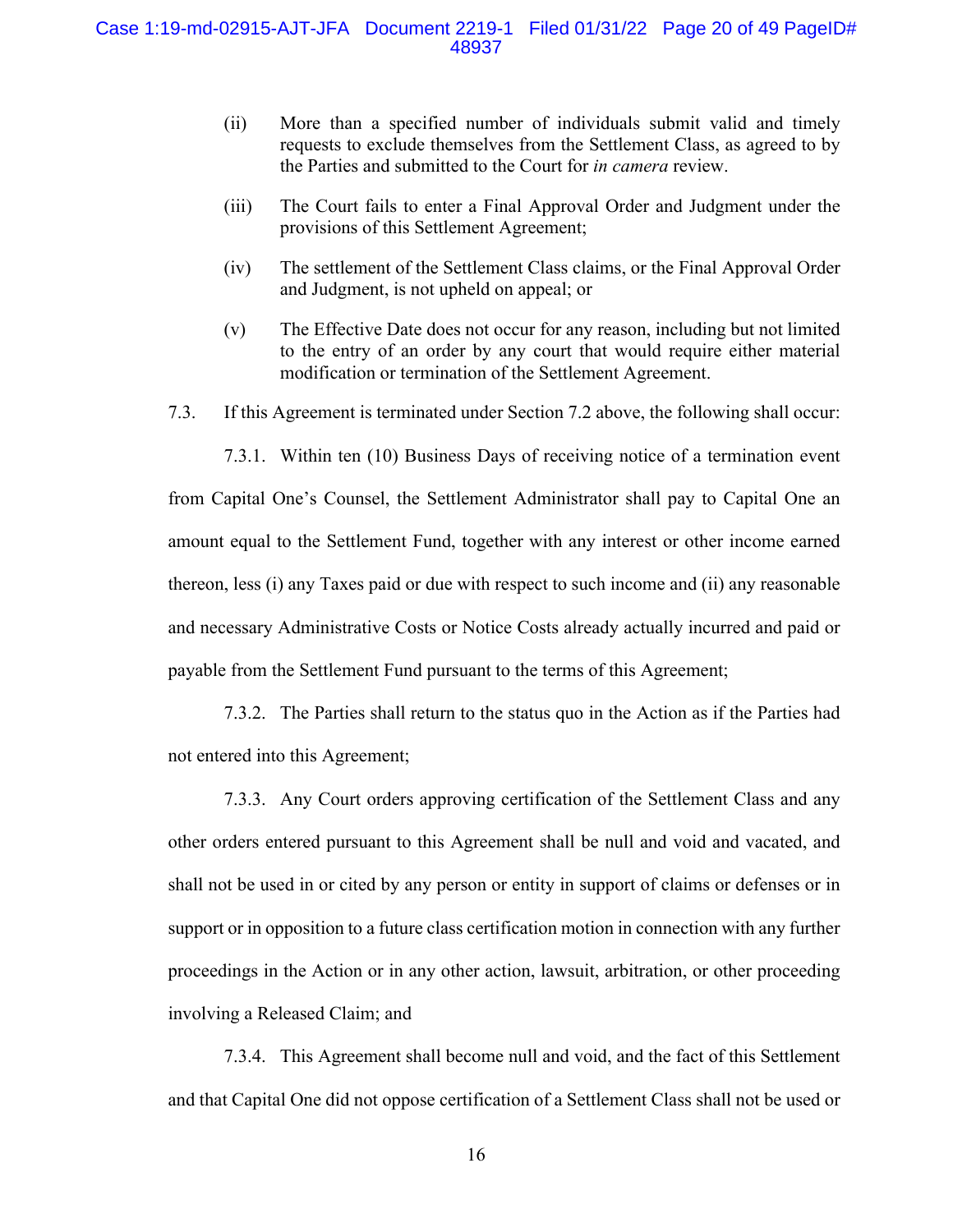(ii) More than a specified number of individuals submit valid and timely requests to exclude themselves from the Settlement Class, as agreed to by the Parties and submitted to the Court for *in camera* review.

(iii) The Court fails to enter a Final Approval Order and Judgment under the provisions of this Settlement Agreement;

(iv) The settlement of the Settlement Class claims, or the Final Approval Order and Judgment, is not upheld on appeal; or

(v) The Effective Date does not occur for any reason, including but not limited to the entry of an order by any court that would require either material modification or termination of the Settlement Agreement.

7.3. If this Agreement is terminated under Section 7.2 above, the following shall occur:

7.3.1. Within ten (10) Business Days of receiving notice of a termination event from Capital One's Counsel, the Settlement Administrator shall pay to Capital One an amount equal to the Settlement Fund, together with any interest or other income earned thereon, less (i) any Taxes paid or due with respect to such income and (ii) any reasonable and necessary Administrative Costs or Notice Costs already actually incurred and paid or payable from the Settlement Fund pursuant to the terms of this Agreement;

7.3.2. The Parties shall return to the status quo in the Action as if the Parties had not entered into this Agreement;

7.3.3. Any Court orders approving certification of the Settlement Class and any other orders entered pursuant to this Agreement shall be null and void and vacated, and shall not be used in or cited by any person or entity in support of claims or defenses or in support or in opposition to a future class certification motion in connection with any further proceedings in the Action or in any other action, lawsuit, arbitration, or other proceeding involving a Released Claim; and

7.3.4. This Agreement shall become null and void, and the fact of this Settlement and that Capital One did not oppose certification of a Settlement Class shall not be used or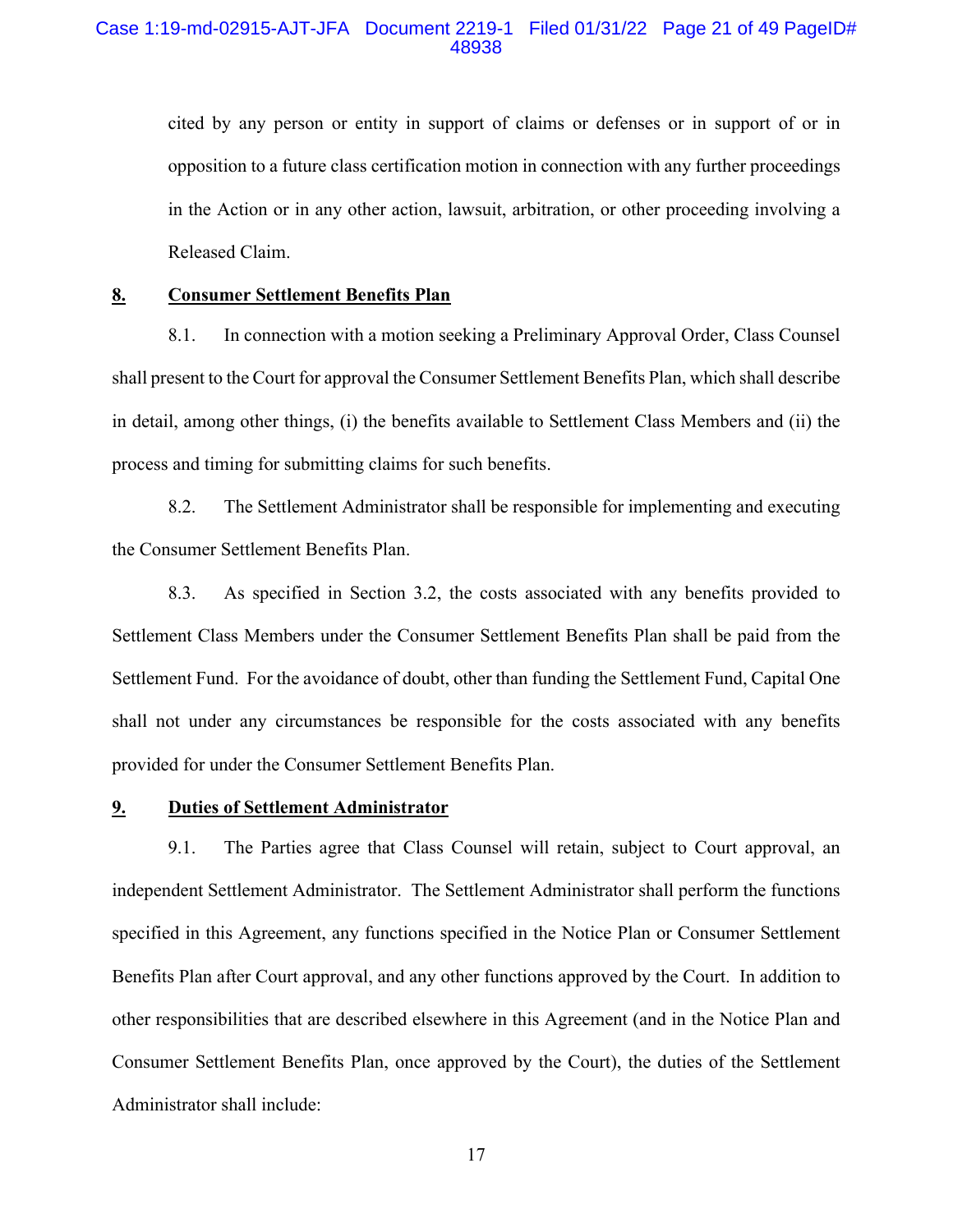cited by any person or entity in support of claims or defenses or in support of or in opposition to a future class certification motion in connection with any further proceedings in the Action or in any other action, lawsuit, arbitration, or other proceeding involving a Released Claim.

## 8. Consumer Settlement Benefits Plan

8.1. In connection with a motion seeking a Preliminary Approval Order, Class Counsel shall present to the Court for approval the Consumer Settlement Benefits Plan, which shall describe in detail, among other things, (i) the benefits available to Settlement Class Members and (ii) the process and timing for submitting claims for such benefits.

8.2. The Settlement Administrator shall be responsible for implementing and executing the Consumer Settlement Benefits Plan.

8.3. As specified in Section 3.2, the costs associated with any benefits provided to Settlement Class Members under the Consumer Settlement Benefits Plan shall be paid from the Settlement Fund. For the avoidance of doubt, other than funding the Settlement Fund, Capital One shall not under any circumstances be responsible for the costs associated with any benefits provided for under the Consumer Settlement Benefits Plan.

## 9. Duties of Settlement Administrator

9.1. The Parties agree that Class Counsel will retain, subject to Court approval, an independent Settlement Administrator. The Settlement Administrator shall perform the functions specified in this Agreement, any functions specified in the Notice Plan or Consumer Settlement Benefits Plan after Court approval, and any other functions approved by the Court. In addition to other responsibilities that are described elsewhere in this Agreement (and in the Notice Plan and Consumer Settlement Benefits Plan, once approved by the Court), the duties of the Settlement Administrator shall include: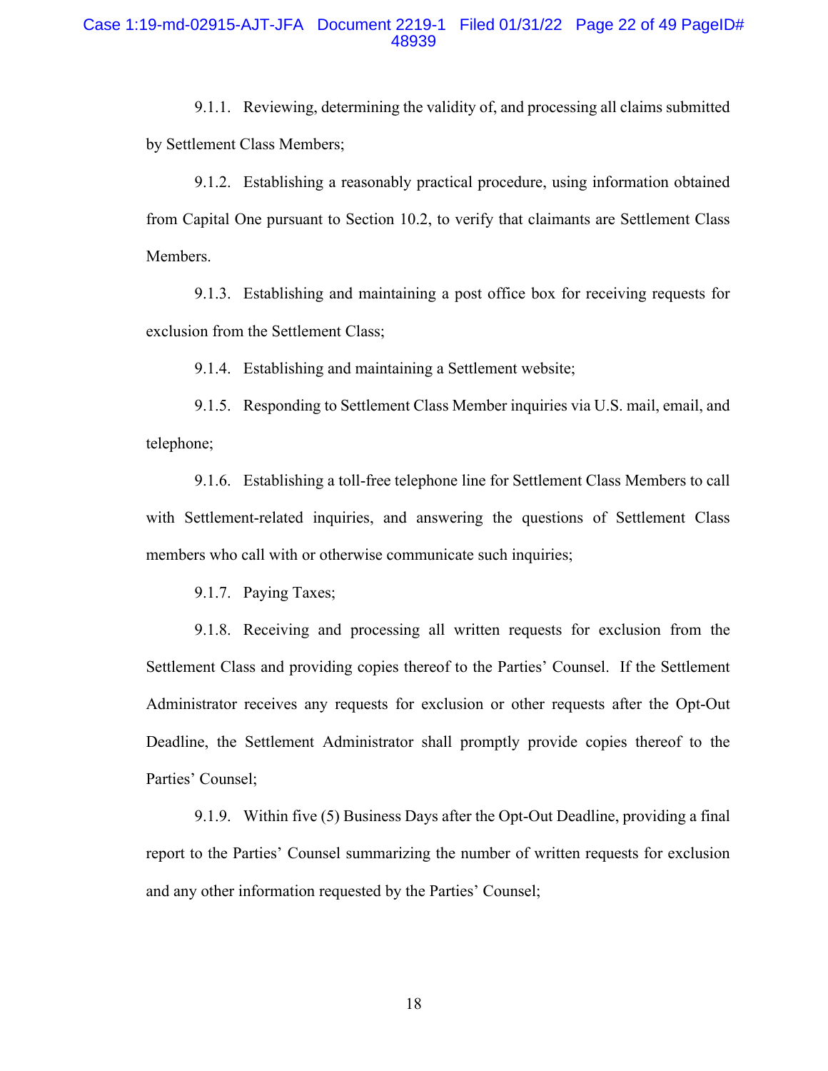9.1.1. Reviewing, determining the validity of, and processing all claims submitted by Settlement Class Members;

9.1.2. Establishing a reasonably practical procedure, using information obtained from Capital One pursuant to Section 10.2, to verify that claimants are Settlement Class Members.

9.1.3. Establishing and maintaining a post office box for receiving requests for exclusion from the Settlement Class;

9.1.4. Establishing and maintaining a Settlement website;

9.1.5. Responding to Settlement Class Member inquiries via U.S. mail, email, and telephone;

9.1.6. Establishing a toll-free telephone line for Settlement Class Members to call with Settlement-related inquiries, and answering the questions of Settlement Class members who call with or otherwise communicate such inquiries;

9.1.7. Paying Taxes;

9.1.8. Receiving and processing all written requests for exclusion from the Settlement Class and providing copies thereof to the Parties' Counsel. If the Settlement Administrator receives any requests for exclusion or other requests after the Opt-Out Deadline, the Settlement Administrator shall promptly provide copies thereof to the Parties' Counsel;

9.1.9. Within five (5) Business Days after the Opt-Out Deadline, providing a final report to the Parties' Counsel summarizing the number of written requests for exclusion and any other information requested by the Parties' Counsel;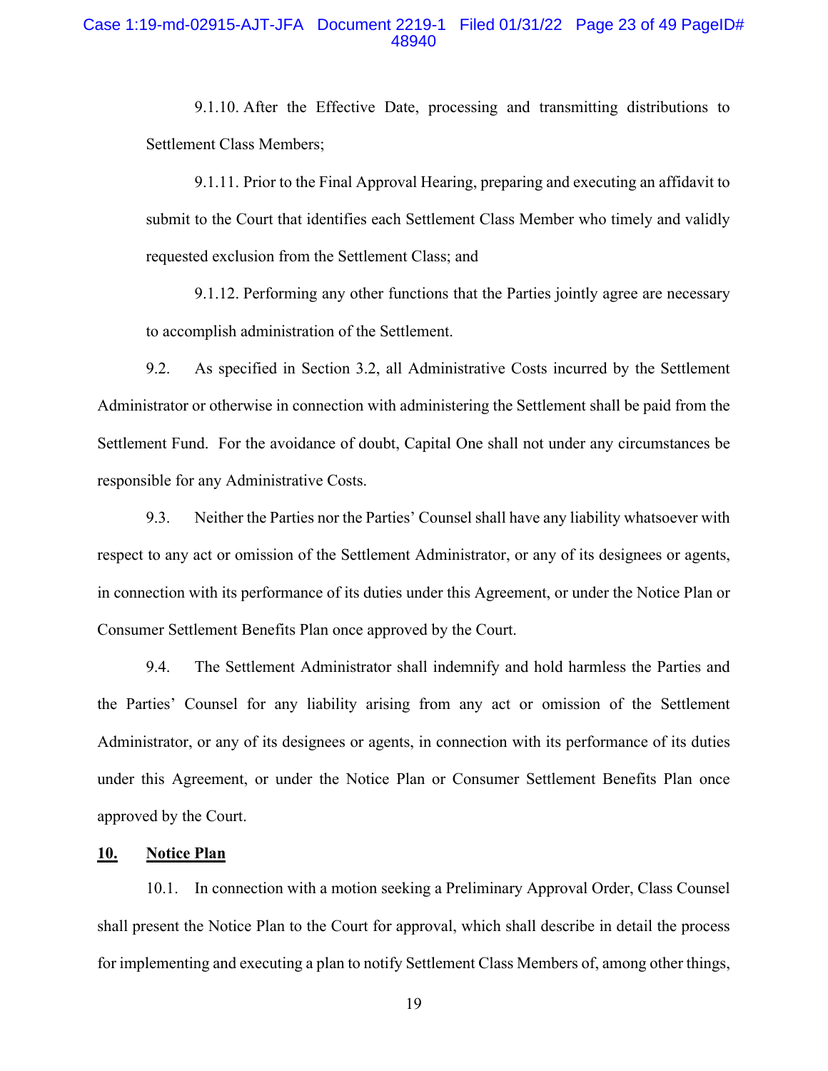9.1.10. After the Effective Date, processing and transmitting distributions to Settlement Class Members;

9.1.11. Prior to the Final Approval Hearing, preparing and executing an affidavit to submit to the Court that identifies each Settlement Class Member who timely and validly requested exclusion from the Settlement Class; and

9.1.12. Performing any other functions that the Parties jointly agree are necessary to accomplish administration of the Settlement.

9.2. As specified in Section 3.2, all Administrative Costs incurred by the Settlement Administrator or otherwise in connection with administering the Settlement shall be paid from the Settlement Fund. For the avoidance of doubt, Capital One shall not under any circumstances be responsible for any Administrative Costs.

9.3. Neither the Parties nor the Parties' Counsel shall have any liability whatsoever with respect to any act or omission of the Settlement Administrator, or any of its designees or agents, in connection with its performance of its duties under this Agreement, or under the Notice Plan or Consumer Settlement Benefits Plan once approved by the Court.

9.4. The Settlement Administrator shall indemnify and hold harmless the Parties and the Parties' Counsel for any liability arising from any act or omission of the Settlement Administrator, or any of its designees or agents, in connection with its performance of its duties under this Agreement, or under the Notice Plan or Consumer Settlement Benefits Plan once approved by the Court.

**10. Notice Plan**

10.1. In connection with a motion seeking a Preliminary Approval Order, Class Counsel shall present the Notice Plan to the Court for approval, which shall describe in detail the process for implementing and executing a plan to notify Settlement Class Members of, among other things,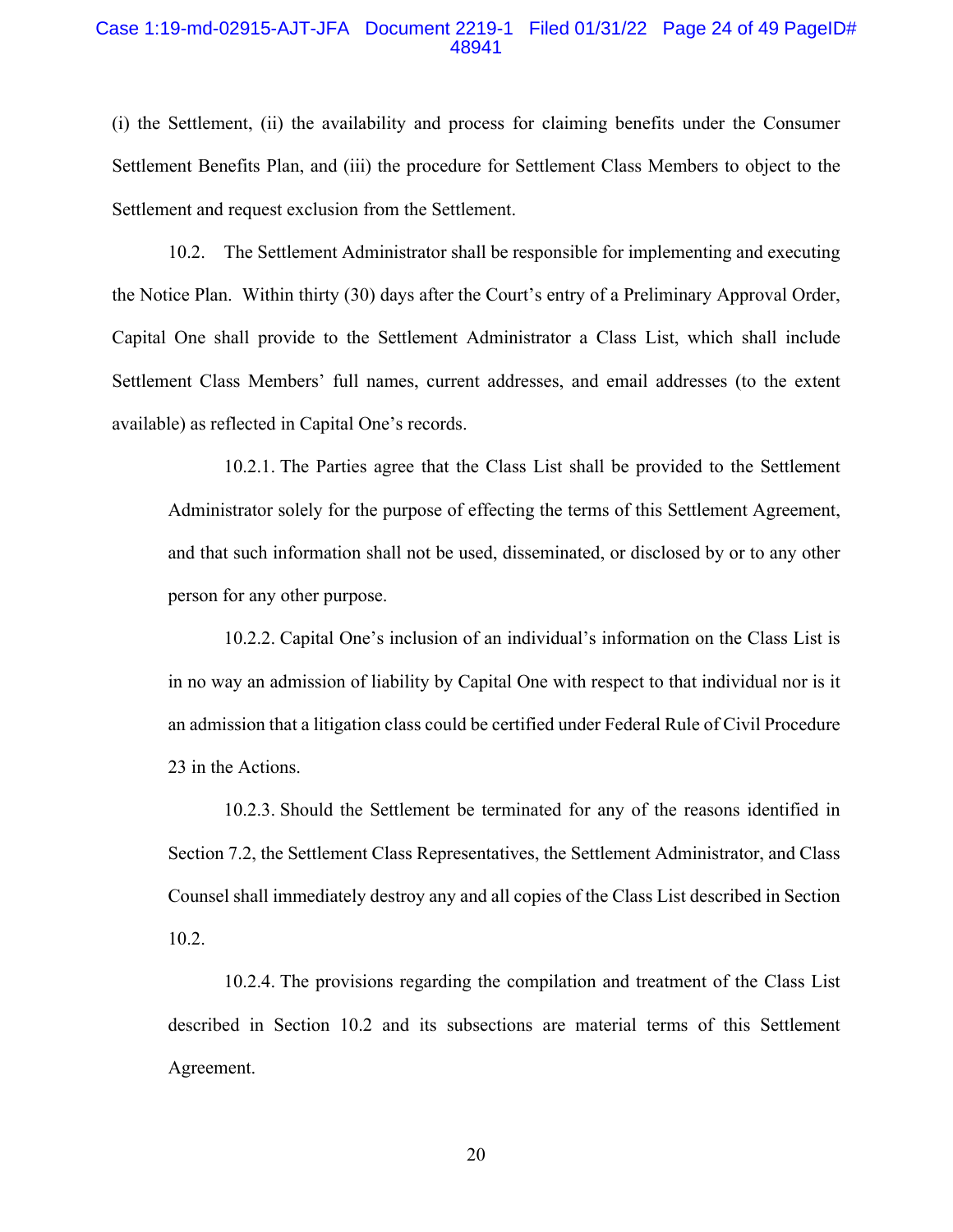(i) the Settlement, (ii) the availability and process for claiming benefits under the Consumer Settlement Benefits Plan, and (iii) the procedure for Settlement Class Members to object to the Settlement and request exclusion from the Settlement.

10.2. The Settlement Administrator shall be responsible for implementing and executing the Notice Plan. Within thirty (30) days after the Court's entry of a Preliminary Approval Order, Capital One shall provide to the Settlement Administrator a Class List, which shall include Settlement Class Members' full names, current addresses, and email addresses (to the extent available) as reflected in Capital One's records.

> 10.2.1. The Parties agree that the Class List shall be provided to the Settlement Administrator solely for the purpose of effecting the terms of this Settlement Agreement, and that such information shall not be used, disseminated, or disclosed by or to any other person for any other purpose.
>
> 10.2.2. Capital One's inclusion of an individual's information on the Class List is in no way an admission of liability by Capital One with respect to that individual nor is it an admission that a litigation class could be certified under Federal Rule of Civil Procedure 23 in the Actions.
>
> 10.2.3. Should the Settlement be terminated for any of the reasons identified in Section 7.2, the Settlement Class Representatives, the Settlement Administrator, and Class Counsel shall immediately destroy any and all copies of the Class List described in Section 10.2.
>
> 10.2.4. The provisions regarding the compilation and treatment of the Class List described in Section 10.2 and its subsections are material terms of this Settlement Agreement.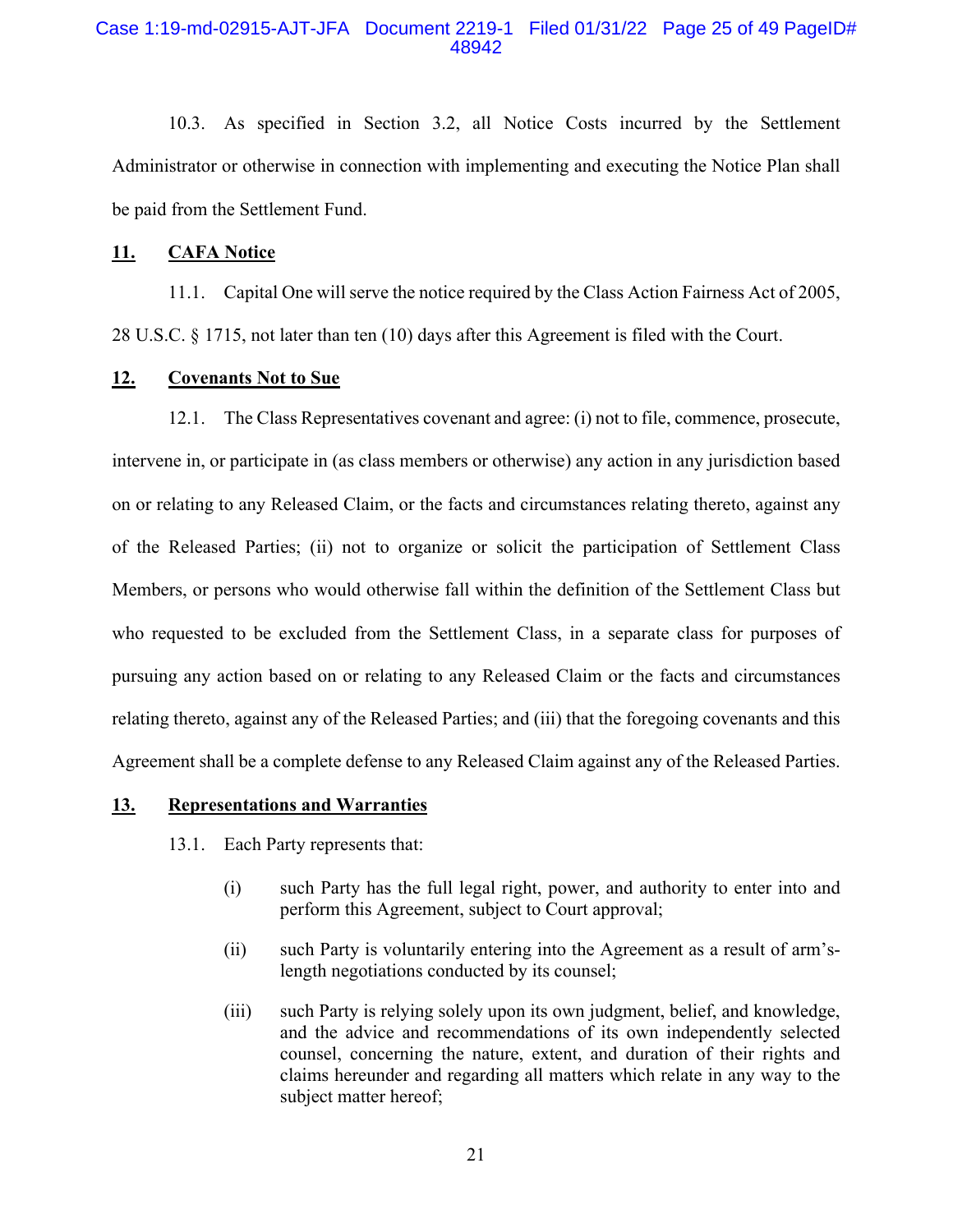10.3. As specified in Section 3.2, all Notice Costs incurred by the Settlement Administrator or otherwise in connection with implementing and executing the Notice Plan shall be paid from the Settlement Fund.

## 11. CAFA Notice

11.1. Capital One will serve the notice required by the Class Action Fairness Act of 2005, 28 U.S.C. § 1715, not later than ten (10) days after this Agreement is filed with the Court.

## 12. Covenants Not to Sue

12.1. The Class Representatives covenant and agree: (i) not to file, commence, prosecute, intervene in, or participate in (as class members or otherwise) any action in any jurisdiction based on or relating to any Released Claim, or the facts and circumstances relating thereto, against any of the Released Parties; (ii) not to organize or solicit the participation of Settlement Class Members, or persons who would otherwise fall within the definition of the Settlement Class but who requested to be excluded from the Settlement Class, in a separate class for purposes of pursuing any action based on or relating to any Released Claim or the facts and circumstances relating thereto, against any of the Released Parties; and (iii) that the foregoing covenants and this Agreement shall be a complete defense to any Released Claim against any of the Released Parties.

## 13. Representations and Warranties

13.1. Each Party represents that:

(i) such Party has the full legal right, power, and authority to enter into and perform this Agreement, subject to Court approval;

(ii) such Party is voluntarily entering into the Agreement as a result of arm's-length negotiations conducted by its counsel;

(iii) such Party is relying solely upon its own judgment, belief, and knowledge, and the advice and recommendations of its own independently selected counsel, concerning the nature, extent, and duration of their rights and claims hereunder and regarding all matters which relate in any way to the subject matter hereof;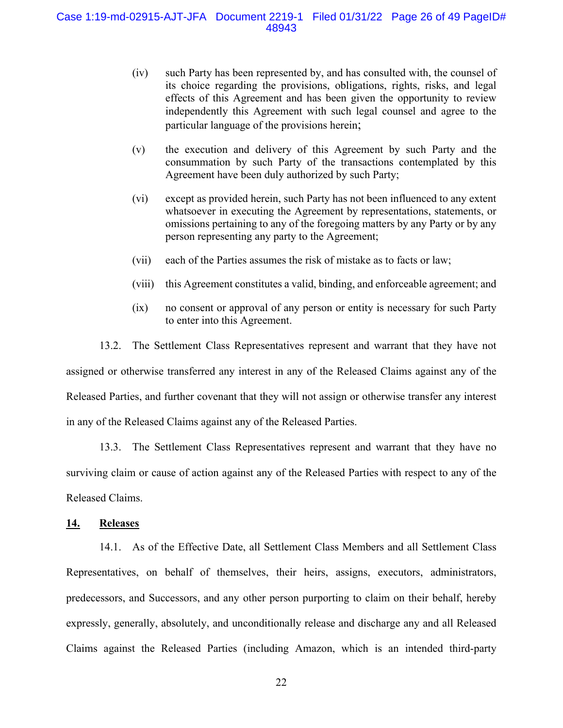(iv) such Party has been represented by, and has consulted with, the counsel of its choice regarding the provisions, obligations, rights, risks, and legal effects of this Agreement and has been given the opportunity to review independently this Agreement with such legal counsel and agree to the particular language of the provisions herein;

(v) the execution and delivery of this Agreement by such Party and the consummation by such Party of the transactions contemplated by this Agreement have been duly authorized by such Party;

(vi) except as provided herein, such Party has not been influenced to any extent whatsoever in executing the Agreement by representations, statements, or omissions pertaining to any of the foregoing matters by any Party or by any person representing any party to the Agreement;

(vii) each of the Parties assumes the risk of mistake as to facts or law;

(viii) this Agreement constitutes a valid, binding, and enforceable agreement; and

(ix) no consent or approval of any person or entity is necessary for such Party to enter into this Agreement.

13.2. The Settlement Class Representatives represent and warrant that they have not assigned or otherwise transferred any interest in any of the Released Claims against any of the Released Parties, and further covenant that they will not assign or otherwise transfer any interest in any of the Released Claims against any of the Released Parties.

13.3. The Settlement Class Representatives represent and warrant that they have no surviving claim or cause of action against any of the Released Parties with respect to any of the Released Claims.

## 14. Releases

14.1. As of the Effective Date, all Settlement Class Members and all Settlement Class Representatives, on behalf of themselves, their heirs, assigns, executors, administrators, predecessors, and Successors, and any other person purporting to claim on their behalf, hereby expressly, generally, absolutely, and unconditionally release and discharge any and all Released Claims against the Released Parties (including Amazon, which is an intended third-party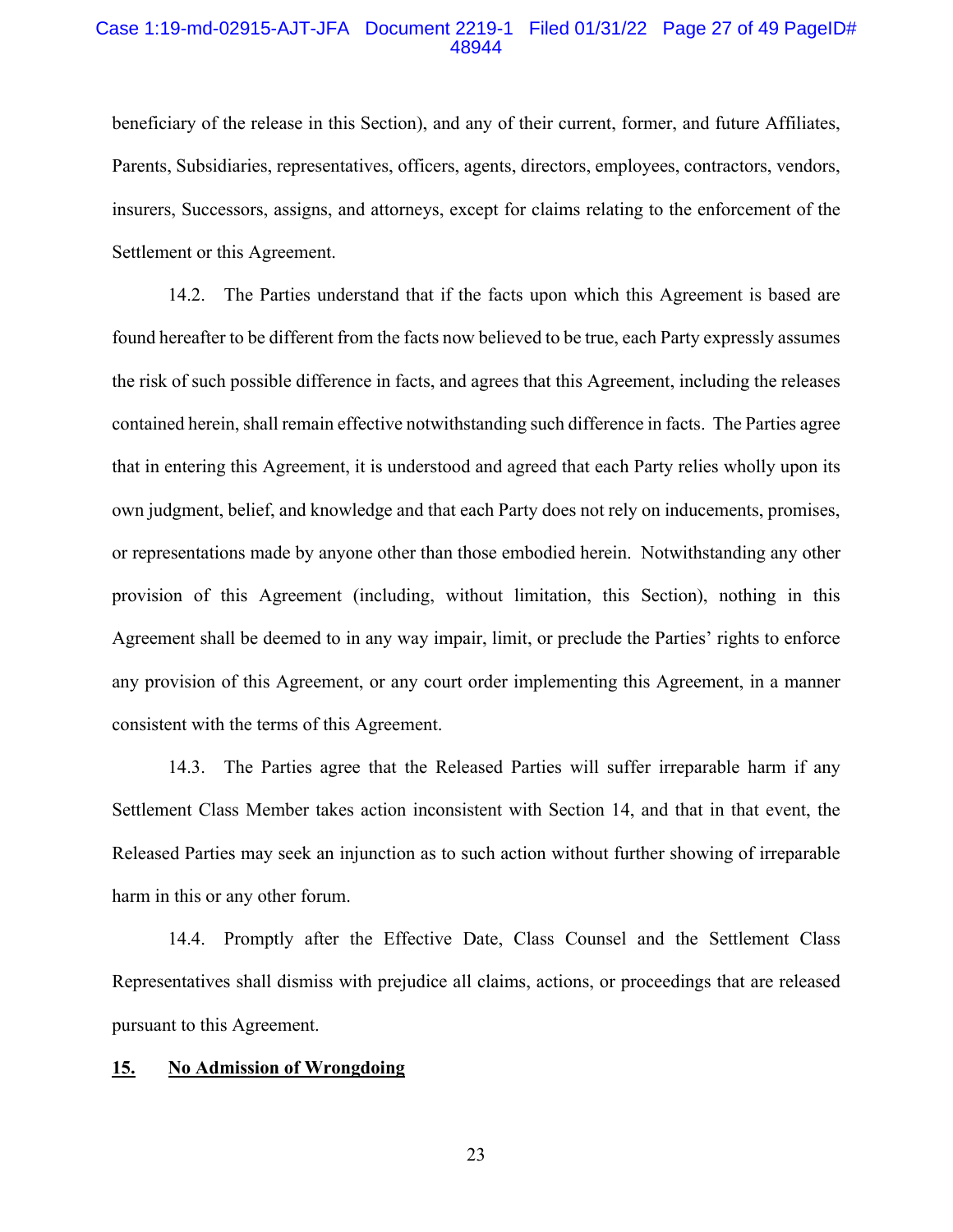beneficiary of the release in this Section), and any of their current, former, and future Affiliates, Parents, Subsidiaries, representatives, officers, agents, directors, employees, contractors, vendors, insurers, Successors, assigns, and attorneys, except for claims relating to the enforcement of the Settlement or this Agreement.

14.2. The Parties understand that if the facts upon which this Agreement is based are found hereafter to be different from the facts now believed to be true, each Party expressly assumes the risk of such possible difference in facts, and agrees that this Agreement, including the releases contained herein, shall remain effective notwithstanding such difference in facts. The Parties agree that in entering this Agreement, it is understood and agreed that each Party relies wholly upon its own judgment, belief, and knowledge and that each Party does not rely on inducements, promises, or representations made by anyone other than those embodied herein. Notwithstanding any other provision of this Agreement (including, without limitation, this Section), nothing in this Agreement shall be deemed to in any way impair, limit, or preclude the Parties' rights to enforce any provision of this Agreement, or any court order implementing this Agreement, in a manner consistent with the terms of this Agreement.

14.3. The Parties agree that the Released Parties will suffer irreparable harm if any Settlement Class Member takes action inconsistent with Section 14, and that in that event, the Released Parties may seek an injunction as to such action without further showing of irreparable harm in this or any other forum.

14.4. Promptly after the Effective Date, Class Counsel and the Settlement Class Representatives shall dismiss with prejudice all claims, actions, or proceedings that are released pursuant to this Agreement.

## 15. No Admission of Wrongdoing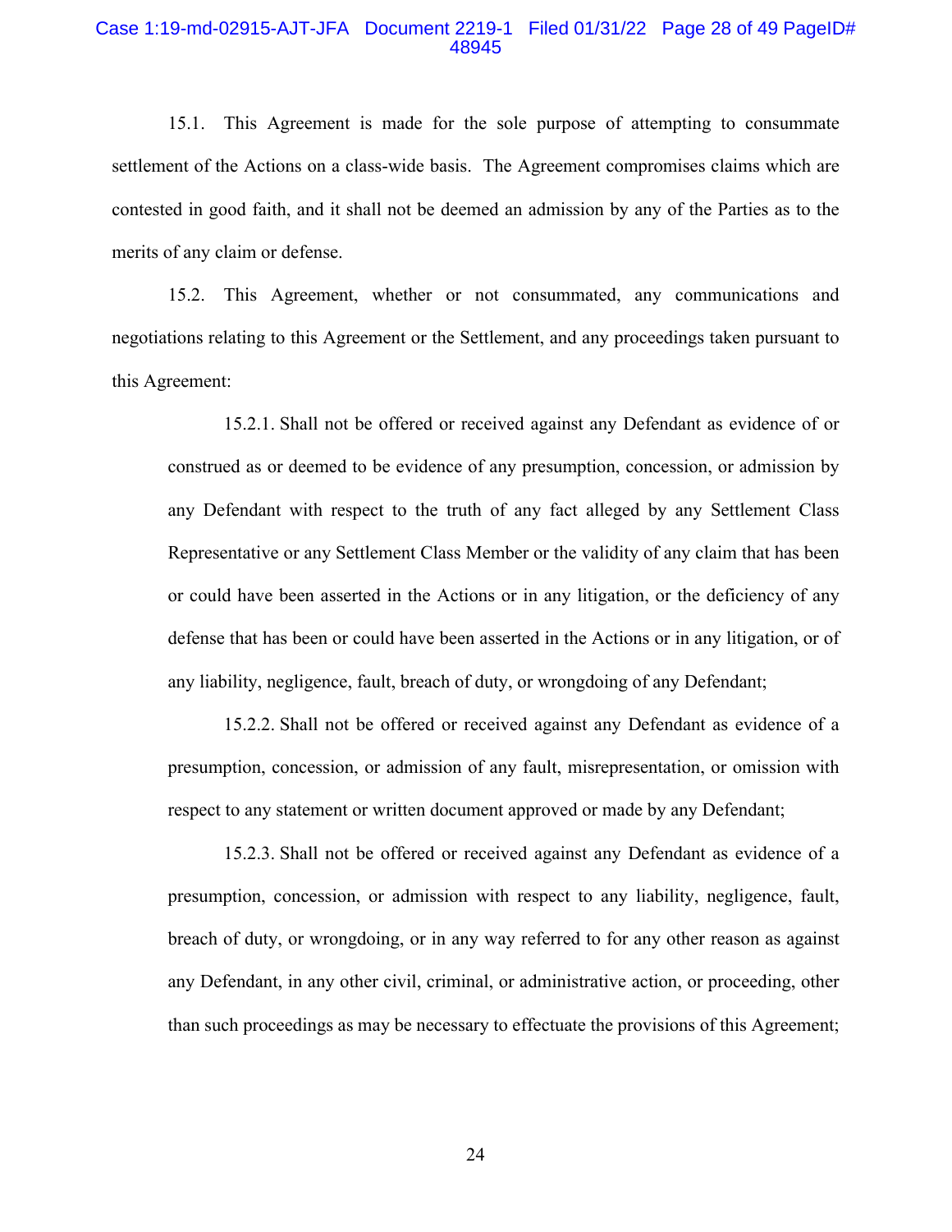15.1. This Agreement is made for the sole purpose of attempting to consummate settlement of the Actions on a class-wide basis. The Agreement compromises claims which are contested in good faith, and it shall not be deemed an admission by any of the Parties as to the merits of any claim or defense.

15.2. This Agreement, whether or not consummated, any communications and negotiations relating to this Agreement or the Settlement, and any proceedings taken pursuant to this Agreement:

> 15.2.1. Shall not be offered or received against any Defendant as evidence of or construed as or deemed to be evidence of any presumption, concession, or admission by any Defendant with respect to the truth of any fact alleged by any Settlement Class Representative or any Settlement Class Member or the validity of any claim that has been or could have been asserted in the Actions or in any litigation, or the deficiency of any defense that has been or could have been asserted in the Actions or in any litigation, or of any liability, negligence, fault, breach of duty, or wrongdoing of any Defendant;
>
> 15.2.2. Shall not be offered or received against any Defendant as evidence of a presumption, concession, or admission of any fault, misrepresentation, or omission with respect to any statement or written document approved or made by any Defendant;
>
> 15.2.3. Shall not be offered or received against any Defendant as evidence of a presumption, concession, or admission with respect to any liability, negligence, fault, breach of duty, or wrongdoing, or in any way referred to for any other reason as against any Defendant, in any other civil, criminal, or administrative action, or proceeding, other than such proceedings as may be necessary to effectuate the provisions of this Agreement;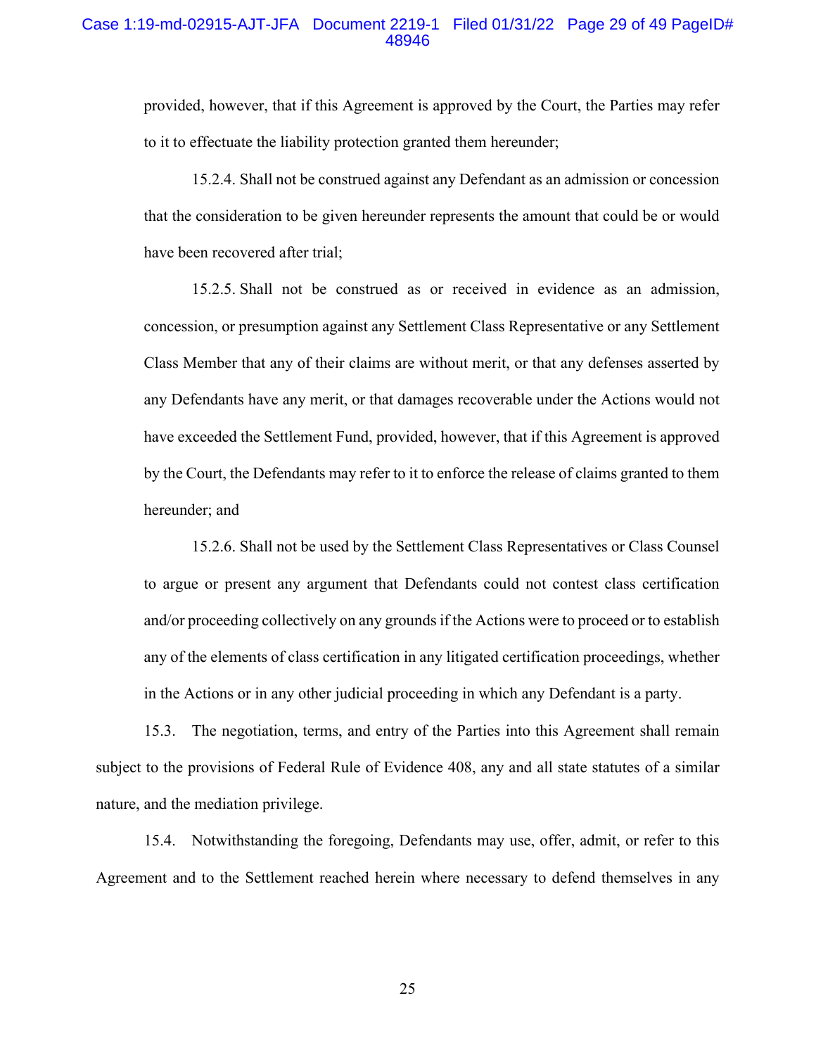provided, however, that if this Agreement is approved by the Court, the Parties may refer to it to effectuate the liability protection granted them hereunder;

15.2.4. Shall not be construed against any Defendant as an admission or concession that the consideration to be given hereunder represents the amount that could be or would have been recovered after trial;

15.2.5. Shall not be construed as or received in evidence as an admission, concession, or presumption against any Settlement Class Representative or any Settlement Class Member that any of their claims are without merit, or that any defenses asserted by any Defendants have any merit, or that damages recoverable under the Actions would not have exceeded the Settlement Fund, provided, however, that if this Agreement is approved by the Court, the Defendants may refer to it to enforce the release of claims granted to them hereunder; and

15.2.6. Shall not be used by the Settlement Class Representatives or Class Counsel to argue or present any argument that Defendants could not contest class certification and/or proceeding collectively on any grounds if the Actions were to proceed or to establish any of the elements of class certification in any litigated certification proceedings, whether in the Actions or in any other judicial proceeding in which any Defendant is a party.

15.3. The negotiation, terms, and entry of the Parties into this Agreement shall remain subject to the provisions of Federal Rule of Evidence 408, any and all state statutes of a similar nature, and the mediation privilege.

15.4. Notwithstanding the foregoing, Defendants may use, offer, admit, or refer to this Agreement and to the Settlement reached herein where necessary to defend themselves in any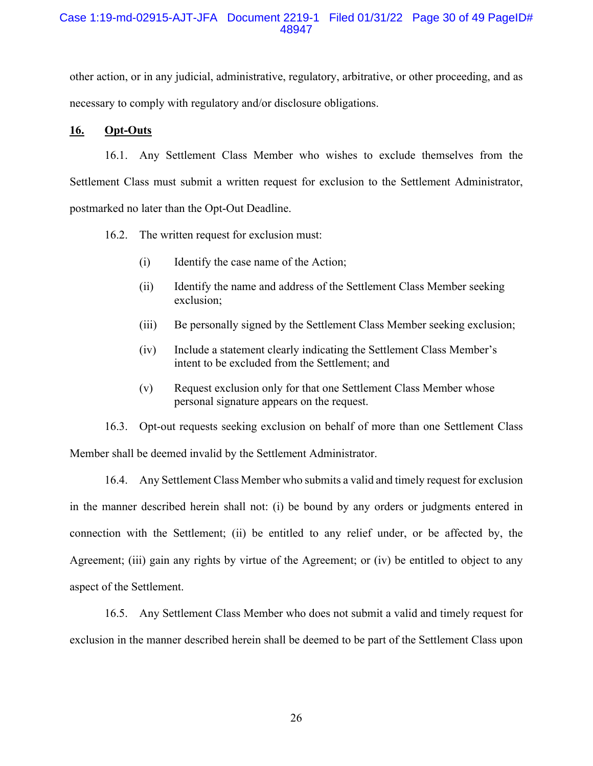other action, or in any judicial, administrative, regulatory, arbitrative, or other proceeding, and as necessary to comply with regulatory and/or disclosure obligations.

## 16. Opt-Outs

16.1. Any Settlement Class Member who wishes to exclude themselves from the Settlement Class must submit a written request for exclusion to the Settlement Administrator, postmarked no later than the Opt-Out Deadline.

16.2. The written request for exclusion must:

(i) Identify the case name of the Action;

(ii) Identify the name and address of the Settlement Class Member seeking exclusion;

(iii) Be personally signed by the Settlement Class Member seeking exclusion;

(iv) Include a statement clearly indicating the Settlement Class Member's intent to be excluded from the Settlement; and

(v) Request exclusion only for that one Settlement Class Member whose personal signature appears on the request.

16.3. Opt-out requests seeking exclusion on behalf of more than one Settlement Class Member shall be deemed invalid by the Settlement Administrator.

16.4. Any Settlement Class Member who submits a valid and timely request for exclusion in the manner described herein shall not: (i) be bound by any orders or judgments entered in connection with the Settlement; (ii) be entitled to any relief under, or be affected by, the Agreement; (iii) gain any rights by virtue of the Agreement; or (iv) be entitled to object to any aspect of the Settlement.

16.5. Any Settlement Class Member who does not submit a valid and timely request for exclusion in the manner described herein shall be deemed to be part of the Settlement Class upon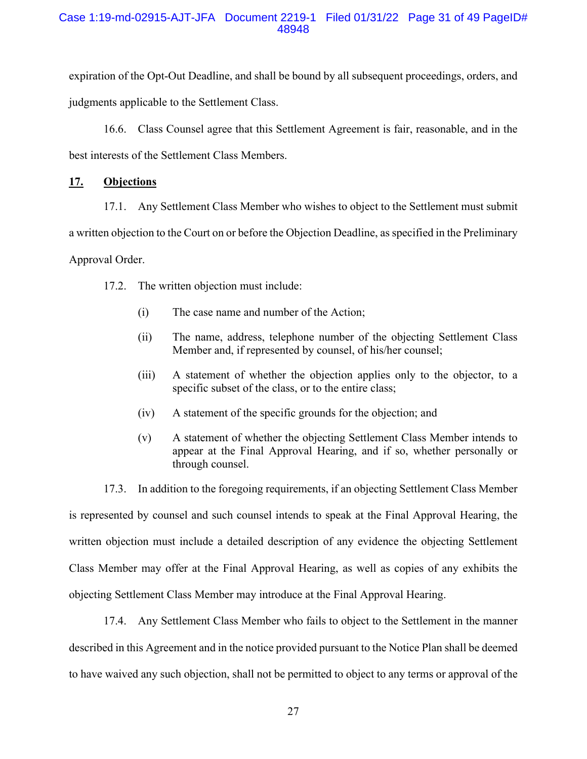expiration of the Opt-Out Deadline, and shall be bound by all subsequent proceedings, orders, and judgments applicable to the Settlement Class.

16.6. Class Counsel agree that this Settlement Agreement is fair, reasonable, and in the best interests of the Settlement Class Members.

## 17. Objections

17.1. Any Settlement Class Member who wishes to object to the Settlement must submit a written objection to the Court on or before the Objection Deadline, as specified in the Preliminary Approval Order.

17.2. The written objection must include:

(i) The case name and number of the Action;

(ii) The name, address, telephone number of the objecting Settlement Class Member and, if represented by counsel, of his/her counsel;

(iii) A statement of whether the objection applies only to the objector, to a specific subset of the class, or to the entire class;

(iv) A statement of the specific grounds for the objection; and

(v) A statement of whether the objecting Settlement Class Member intends to appear at the Final Approval Hearing, and if so, whether personally or through counsel.

17.3. In addition to the foregoing requirements, if an objecting Settlement Class Member is represented by counsel and such counsel intends to speak at the Final Approval Hearing, the written objection must include a detailed description of any evidence the objecting Settlement Class Member may offer at the Final Approval Hearing, as well as copies of any exhibits the objecting Settlement Class Member may introduce at the Final Approval Hearing.

17.4. Any Settlement Class Member who fails to object to the Settlement in the manner described in this Agreement and in the notice provided pursuant to the Notice Plan shall be deemed to have waived any such objection, shall not be permitted to object to any terms or approval of the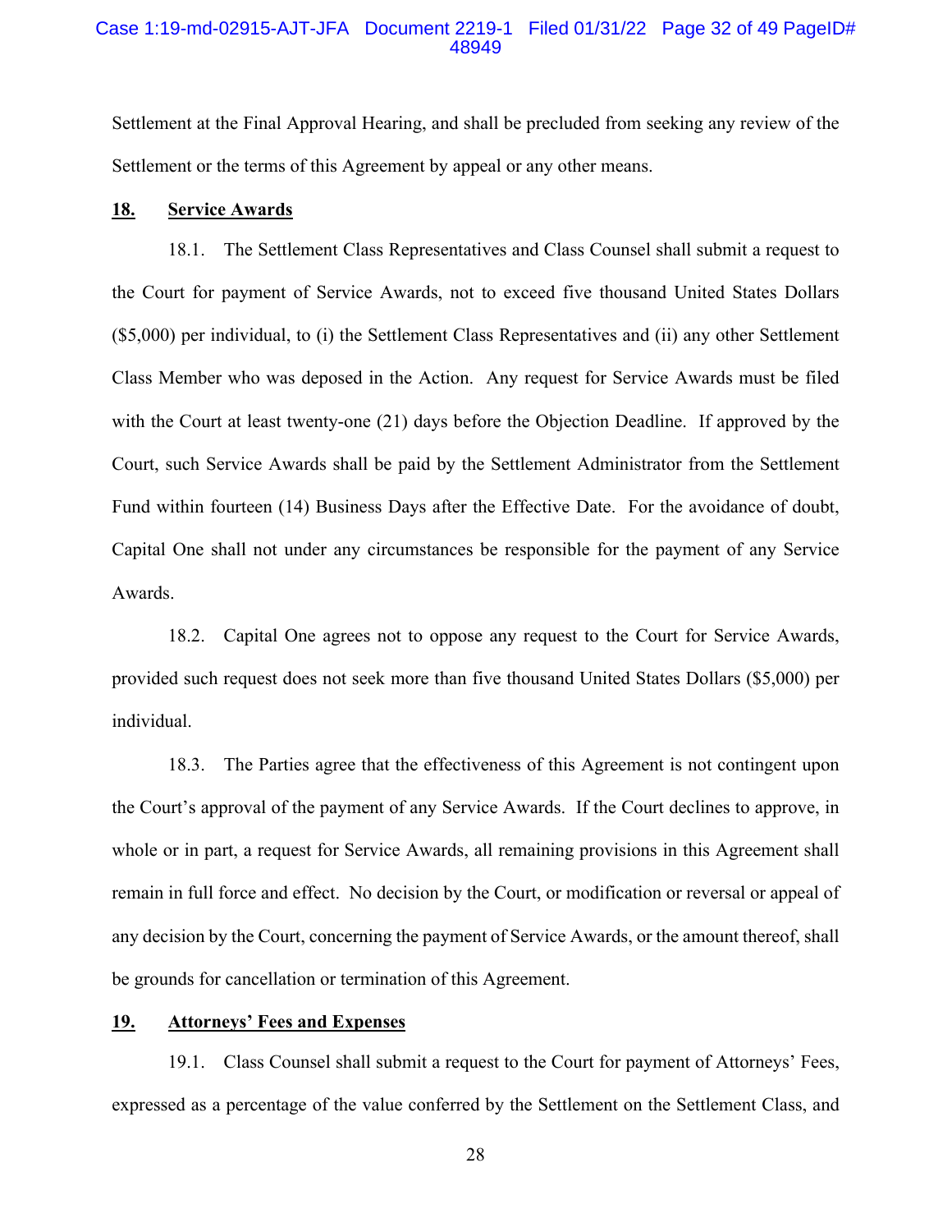Settlement at the Final Approval Hearing, and shall be precluded from seeking any review of the Settlement or the terms of this Agreement by appeal or any other means.

**18. Service Awards**

18.1. The Settlement Class Representatives and Class Counsel shall submit a request to the Court for payment of Service Awards, not to exceed five thousand United States Dollars ($5,000) per individual, to (i) the Settlement Class Representatives and (ii) any other Settlement Class Member who was deposed in the Action. Any request for Service Awards must be filed with the Court at least twenty-one (21) days before the Objection Deadline. If approved by the Court, such Service Awards shall be paid by the Settlement Administrator from the Settlement Fund within fourteen (14) Business Days after the Effective Date. For the avoidance of doubt, Capital One shall not under any circumstances be responsible for the payment of any Service Awards.

18.2. Capital One agrees not to oppose any request to the Court for Service Awards, provided such request does not seek more than five thousand United States Dollars ($5,000) per individual.

18.3. The Parties agree that the effectiveness of this Agreement is not contingent upon the Court's approval of the payment of any Service Awards. If the Court declines to approve, in whole or in part, a request for Service Awards, all remaining provisions in this Agreement shall remain in full force and effect. No decision by the Court, or modification or reversal or appeal of any decision by the Court, concerning the payment of Service Awards, or the amount thereof, shall be grounds for cancellation or termination of this Agreement.

**19. Attorneys' Fees and Expenses**

19.1. Class Counsel shall submit a request to the Court for payment of Attorneys' Fees, expressed as a percentage of the value conferred by the Settlement on the Settlement Class, and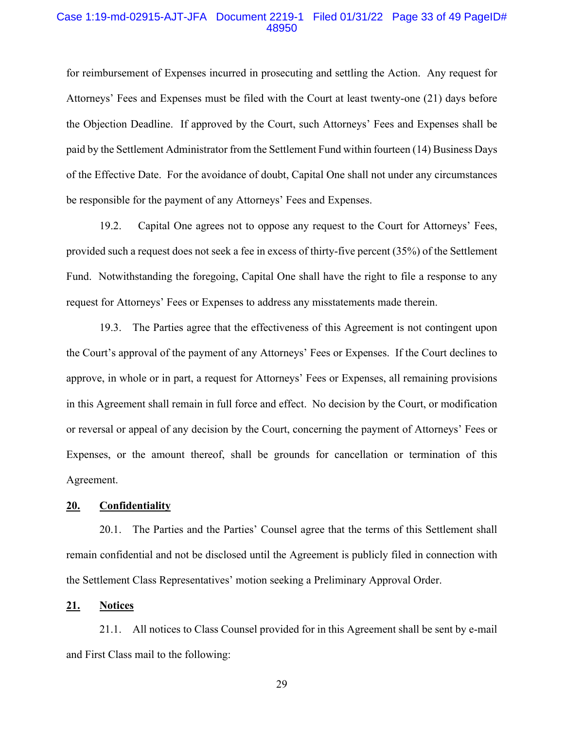for reimbursement of Expenses incurred in prosecuting and settling the Action. Any request for Attorneys' Fees and Expenses must be filed with the Court at least twenty-one (21) days before the Objection Deadline. If approved by the Court, such Attorneys' Fees and Expenses shall be paid by the Settlement Administrator from the Settlement Fund within fourteen (14) Business Days of the Effective Date. For the avoidance of doubt, Capital One shall not under any circumstances be responsible for the payment of any Attorneys' Fees and Expenses.

19.2. Capital One agrees not to oppose any request to the Court for Attorneys' Fees, provided such a request does not seek a fee in excess of thirty-five percent (35%) of the Settlement Fund. Notwithstanding the foregoing, Capital One shall have the right to file a response to any request for Attorneys' Fees or Expenses to address any misstatements made therein.

19.3. The Parties agree that the effectiveness of this Agreement is not contingent upon the Court's approval of the payment of any Attorneys' Fees or Expenses. If the Court declines to approve, in whole or in part, a request for Attorneys' Fees or Expenses, all remaining provisions in this Agreement shall remain in full force and effect. No decision by the Court, or modification or reversal or appeal of any decision by the Court, concerning the payment of Attorneys' Fees or Expenses, or the amount thereof, shall be grounds for cancellation or termination of this Agreement.

## 20. Confidentiality

20.1. The Parties and the Parties' Counsel agree that the terms of this Settlement shall remain confidential and not be disclosed until the Agreement is publicly filed in connection with the Settlement Class Representatives' motion seeking a Preliminary Approval Order.

## 21. Notices

21.1. All notices to Class Counsel provided for in this Agreement shall be sent by e-mail and First Class mail to the following: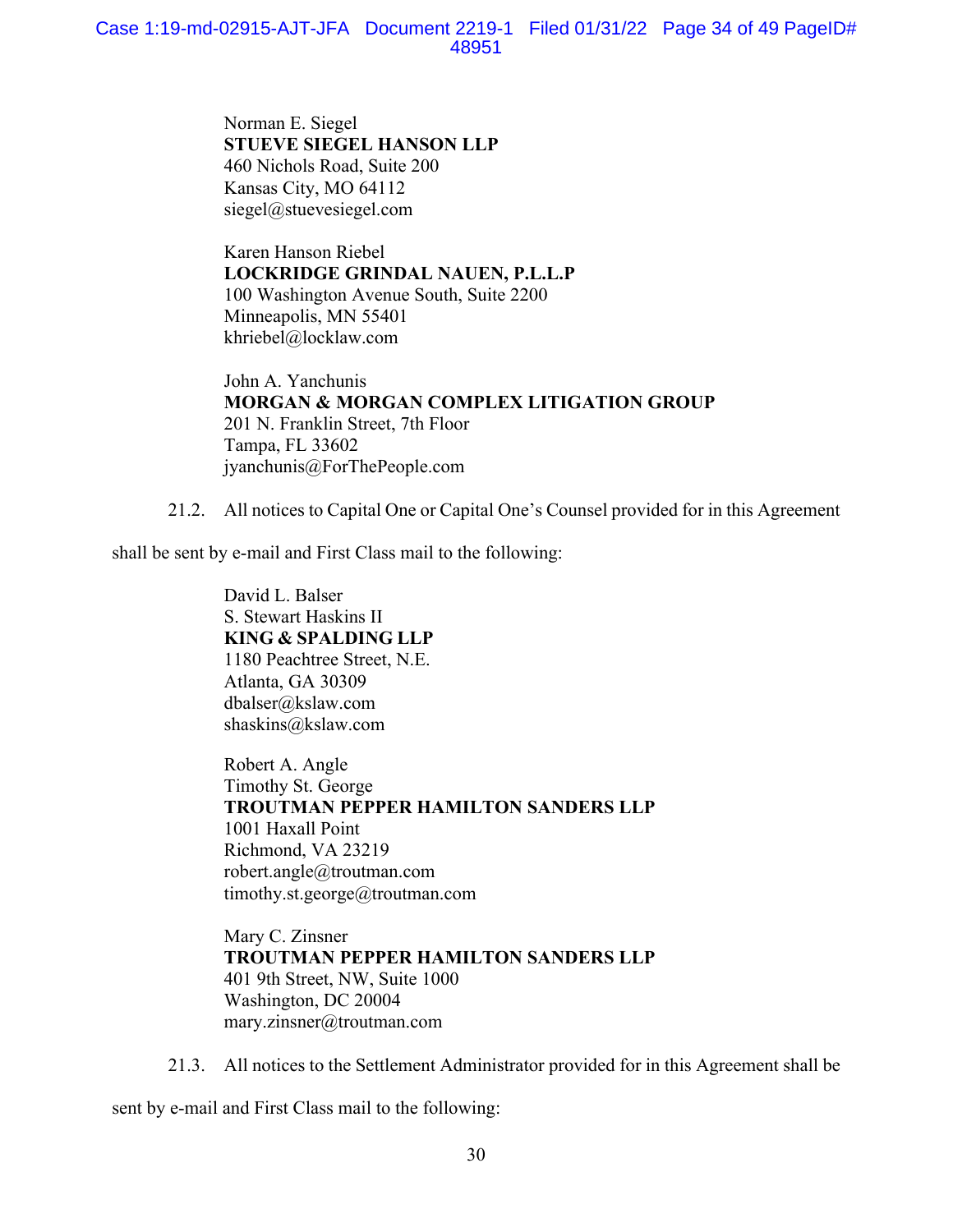Norman E. Siegel
**STUEVE SIEGEL HANSON LLP**
460 Nichols Road, Suite 200
Kansas City, MO 64112
siegel@stuevesiegel.com

Karen Hanson Riebel
**LOCKRIDGE GRINDAL NAUEN, P.L.L.P**
100 Washington Avenue South, Suite 2200
Minneapolis, MN 55401
khriebel@locklaw.com

John A. Yanchunis
**MORGAN & MORGAN COMPLEX LITIGATION GROUP**
201 N. Franklin Street, 7th Floor
Tampa, FL 33602
jyanchunis@ForThePeople.com

21.2. All notices to Capital One or Capital One's Counsel provided for in this Agreement shall be sent by e-mail and First Class mail to the following:

David L. Balser
S. Stewart Haskins II
**KING & SPALDING LLP**
1180 Peachtree Street, N.E.
Atlanta, GA 30309
dbalser@kslaw.com
shaskins@kslaw.com

Robert A. Angle
Timothy St. George
**TROUTMAN PEPPER HAMILTON SANDERS LLP**
1001 Haxall Point
Richmond, VA 23219
robert.angle@troutman.com
timothy.st.george@troutman.com

Mary C. Zinsner
**TROUTMAN PEPPER HAMILTON SANDERS LLP**
401 9th Street, NW, Suite 1000
Washington, DC 20004
mary.zinsner@troutman.com

21.3. All notices to the Settlement Administrator provided for in this Agreement shall be sent by e-mail and First Class mail to the following: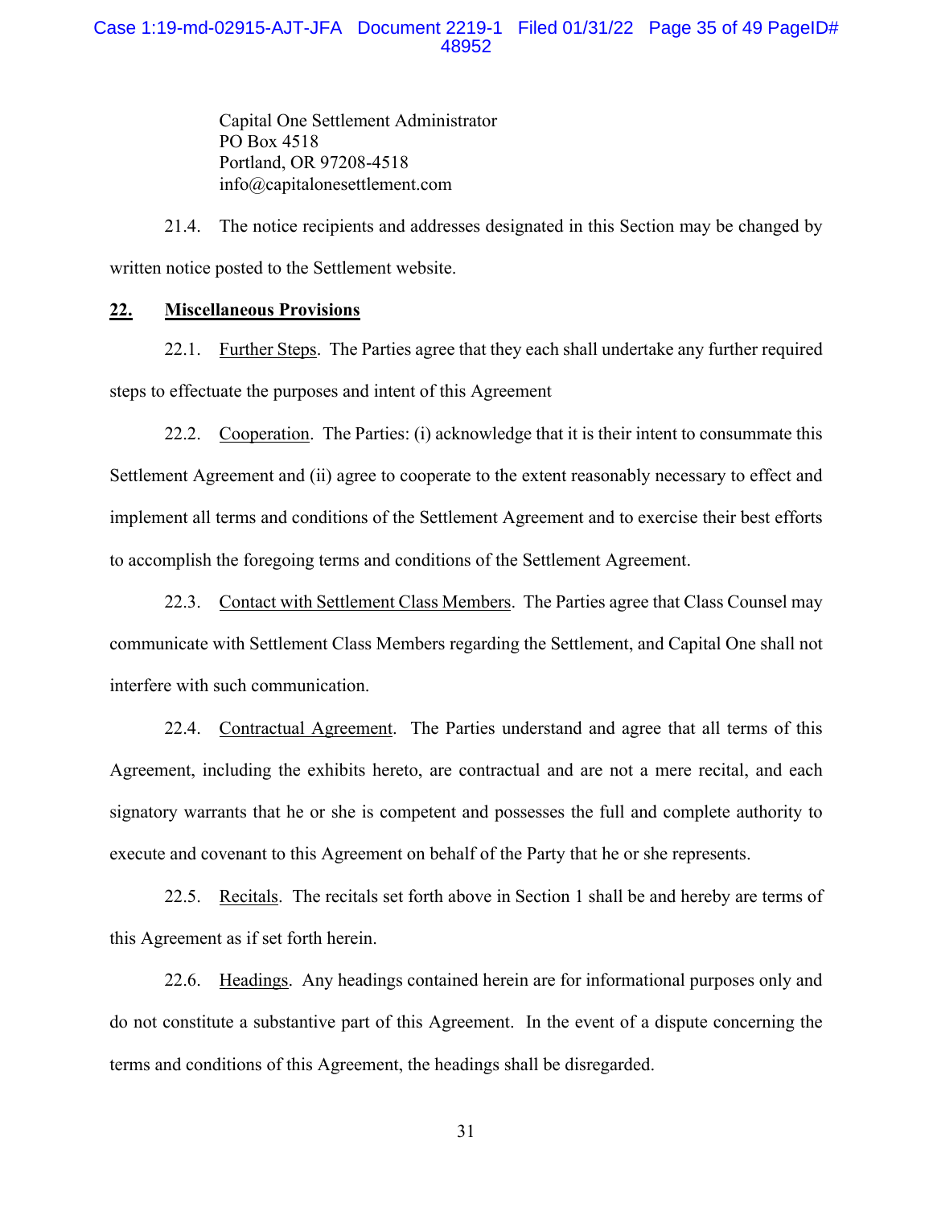Capital One Settlement Administrator
PO Box 4518
Portland, OR 97208-4518
info@capitalonesettlement.com

21.4. The notice recipients and addresses designated in this Section may be changed by written notice posted to the Settlement website.

## 22. Miscellaneous Provisions

22.1. Further Steps. The Parties agree that they each shall undertake any further required steps to effectuate the purposes and intent of this Agreement

22.2. Cooperation. The Parties: (i) acknowledge that it is their intent to consummate this Settlement Agreement and (ii) agree to cooperate to the extent reasonably necessary to effect and implement all terms and conditions of the Settlement Agreement and to exercise their best efforts to accomplish the foregoing terms and conditions of the Settlement Agreement.

22.3. Contact with Settlement Class Members. The Parties agree that Class Counsel may communicate with Settlement Class Members regarding the Settlement, and Capital One shall not interfere with such communication.

22.4. Contractual Agreement. The Parties understand and agree that all terms of this Agreement, including the exhibits hereto, are contractual and are not a mere recital, and each signatory warrants that he or she is competent and possesses the full and complete authority to execute and covenant to this Agreement on behalf of the Party that he or she represents.

22.5. Recitals. The recitals set forth above in Section 1 shall be and hereby are terms of this Agreement as if set forth herein.

22.6. Headings. Any headings contained herein are for informational purposes only and do not constitute a substantive part of this Agreement. In the event of a dispute concerning the terms and conditions of this Agreement, the headings shall be disregarded.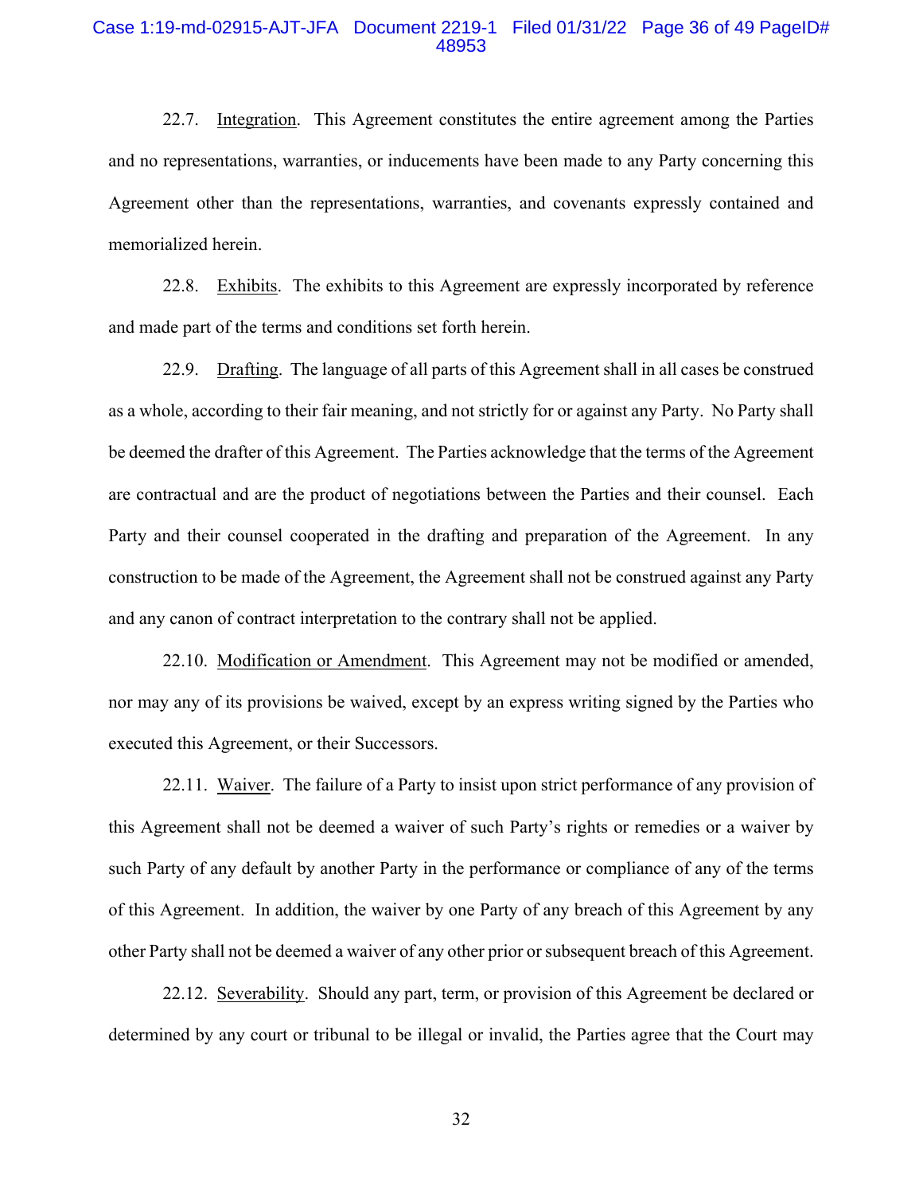22.7. Integration. This Agreement constitutes the entire agreement among the Parties and no representations, warranties, or inducements have been made to any Party concerning this Agreement other than the representations, warranties, and covenants expressly contained and memorialized herein.

22.8. Exhibits. The exhibits to this Agreement are expressly incorporated by reference and made part of the terms and conditions set forth herein.

22.9. Drafting. The language of all parts of this Agreement shall in all cases be construed as a whole, according to their fair meaning, and not strictly for or against any Party. No Party shall be deemed the drafter of this Agreement. The Parties acknowledge that the terms of the Agreement are contractual and are the product of negotiations between the Parties and their counsel. Each Party and their counsel cooperated in the drafting and preparation of the Agreement. In any construction to be made of the Agreement, the Agreement shall not be construed against any Party and any canon of contract interpretation to the contrary shall not be applied.

22.10. Modification or Amendment. This Agreement may not be modified or amended, nor may any of its provisions be waived, except by an express writing signed by the Parties who executed this Agreement, or their Successors.

22.11. Waiver. The failure of a Party to insist upon strict performance of any provision of this Agreement shall not be deemed a waiver of such Party's rights or remedies or a waiver by such Party of any default by another Party in the performance or compliance of any of the terms of this Agreement. In addition, the waiver by one Party of any breach of this Agreement by any other Party shall not be deemed a waiver of any other prior or subsequent breach of this Agreement.

22.12. Severability. Should any part, term, or provision of this Agreement be declared or determined by any court or tribunal to be illegal or invalid, the Parties agree that the Court may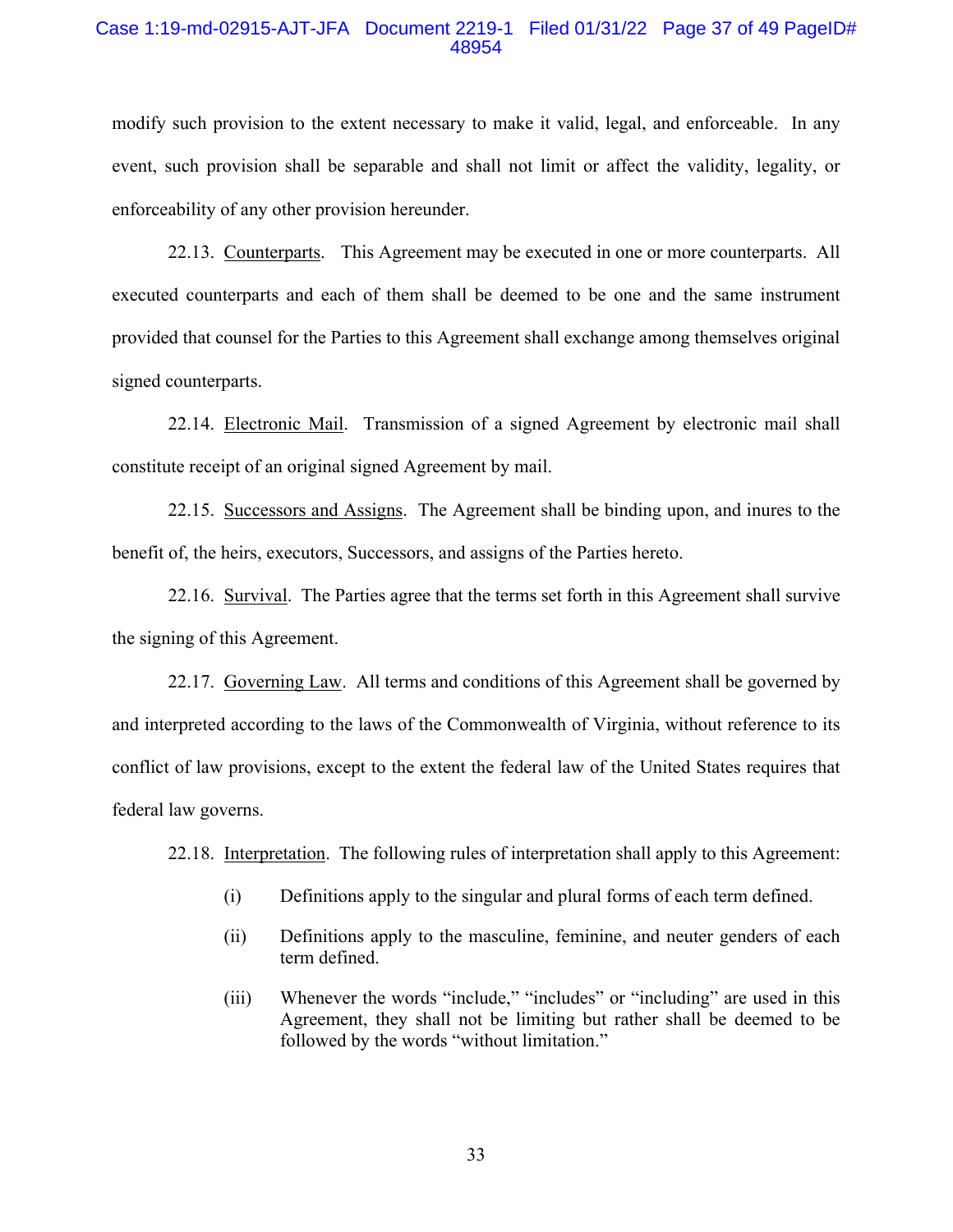modify such provision to the extent necessary to make it valid, legal, and enforceable. In any event, such provision shall be separable and shall not limit or affect the validity, legality, or enforceability of any other provision hereunder.

22.13. Counterparts. This Agreement may be executed in one or more counterparts. All executed counterparts and each of them shall be deemed to be one and the same instrument provided that counsel for the Parties to this Agreement shall exchange among themselves original signed counterparts.

22.14. Electronic Mail. Transmission of a signed Agreement by electronic mail shall constitute receipt of an original signed Agreement by mail.

22.15. Successors and Assigns. The Agreement shall be binding upon, and inures to the benefit of, the heirs, executors, Successors, and assigns of the Parties hereto.

22.16. Survival. The Parties agree that the terms set forth in this Agreement shall survive the signing of this Agreement.

22.17. Governing Law. All terms and conditions of this Agreement shall be governed by and interpreted according to the laws of the Commonwealth of Virginia, without reference to its conflict of law provisions, except to the extent the federal law of the United States requires that federal law governs.

22.18. Interpretation. The following rules of interpretation shall apply to this Agreement:

(i) Definitions apply to the singular and plural forms of each term defined.

(ii) Definitions apply to the masculine, feminine, and neuter genders of each term defined.

(iii) Whenever the words "include," "includes" or "including" are used in this Agreement, they shall not be limiting but rather shall be deemed to be followed by the words "without limitation."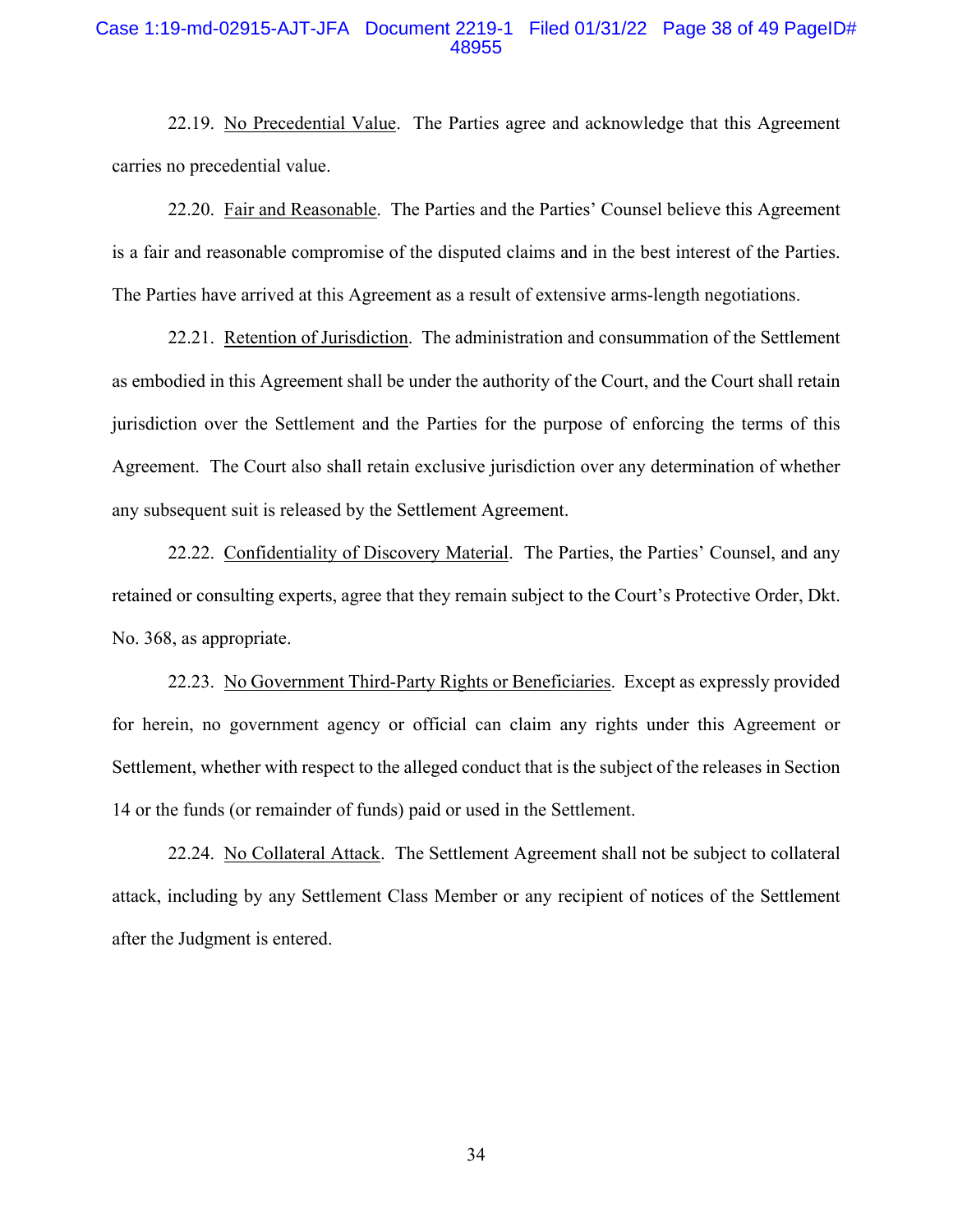22.19. <u>No Precedential Value</u>. The Parties agree and acknowledge that this Agreement carries no precedential value.

22.20. <u>Fair and Reasonable</u>. The Parties and the Parties' Counsel believe this Agreement is a fair and reasonable compromise of the disputed claims and in the best interest of the Parties. The Parties have arrived at this Agreement as a result of extensive arms-length negotiations.

22.21. <u>Retention of Jurisdiction</u>. The administration and consummation of the Settlement as embodied in this Agreement shall be under the authority of the Court, and the Court shall retain jurisdiction over the Settlement and the Parties for the purpose of enforcing the terms of this Agreement. The Court also shall retain exclusive jurisdiction over any determination of whether any subsequent suit is released by the Settlement Agreement.

22.22. <u>Confidentiality of Discovery Material</u>. The Parties, the Parties' Counsel, and any retained or consulting experts, agree that they remain subject to the Court's Protective Order, Dkt. No. 368, as appropriate.

22.23. <u>No Government Third-Party Rights or Beneficiaries</u>. Except as expressly provided for herein, no government agency or official can claim any rights under this Agreement or Settlement, whether with respect to the alleged conduct that is the subject of the releases in Section 14 or the funds (or remainder of funds) paid or used in the Settlement.

22.24. <u>No Collateral Attack</u>. The Settlement Agreement shall not be subject to collateral attack, including by any Settlement Class Member or any recipient of notices of the Settlement after the Judgment is entered.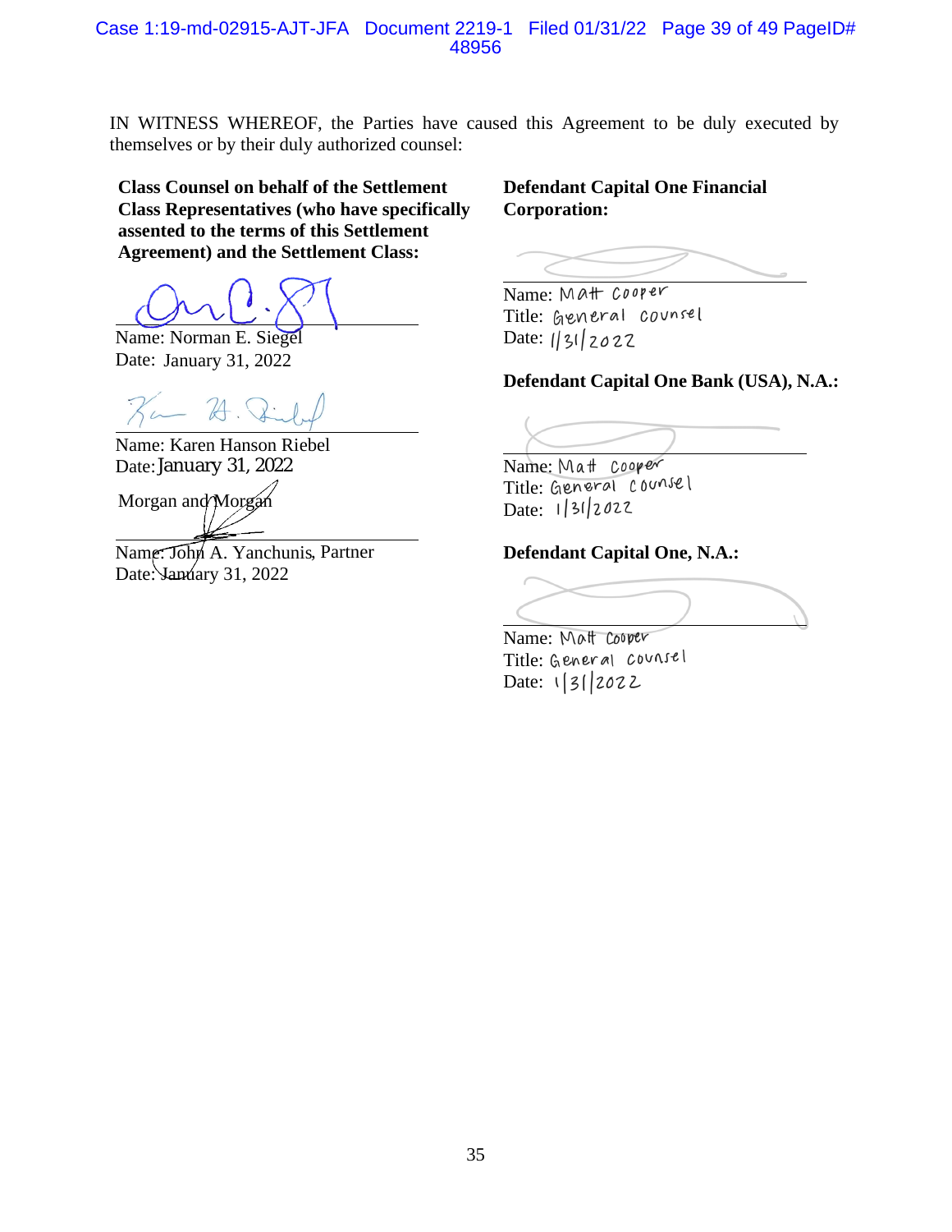IN WITNESS WHEREOF, the Parties have caused this Agreement to be duly executed by themselves or by their duly authorized counsel:

**Class Counsel on behalf of the Settlement Class Representatives (who have specifically assented to the terms of this Settlement Agreement) and the Settlement Class:**

Name: Norman E. Siegel
Date: January 31, 2022

Name: Karen Hanson Riebel
Date: January 31, 2022

Morgan and Morgan

Name: John A. Yanchunis, Partner
Date: January 31, 2022

**Defendant Capital One Financial Corporation:**

Name: Matt Cooper
Title: General Counsel
Date: 1/31/2022

**Defendant Capital One Bank (USA), N.A.:**

Name: Matt Cooper
Title: General Counsel
Date: 1/31/2022

**Defendant Capital One, N.A.:**

Name: Matt Cooper
Title: General Counsel
Date: 1/31/2022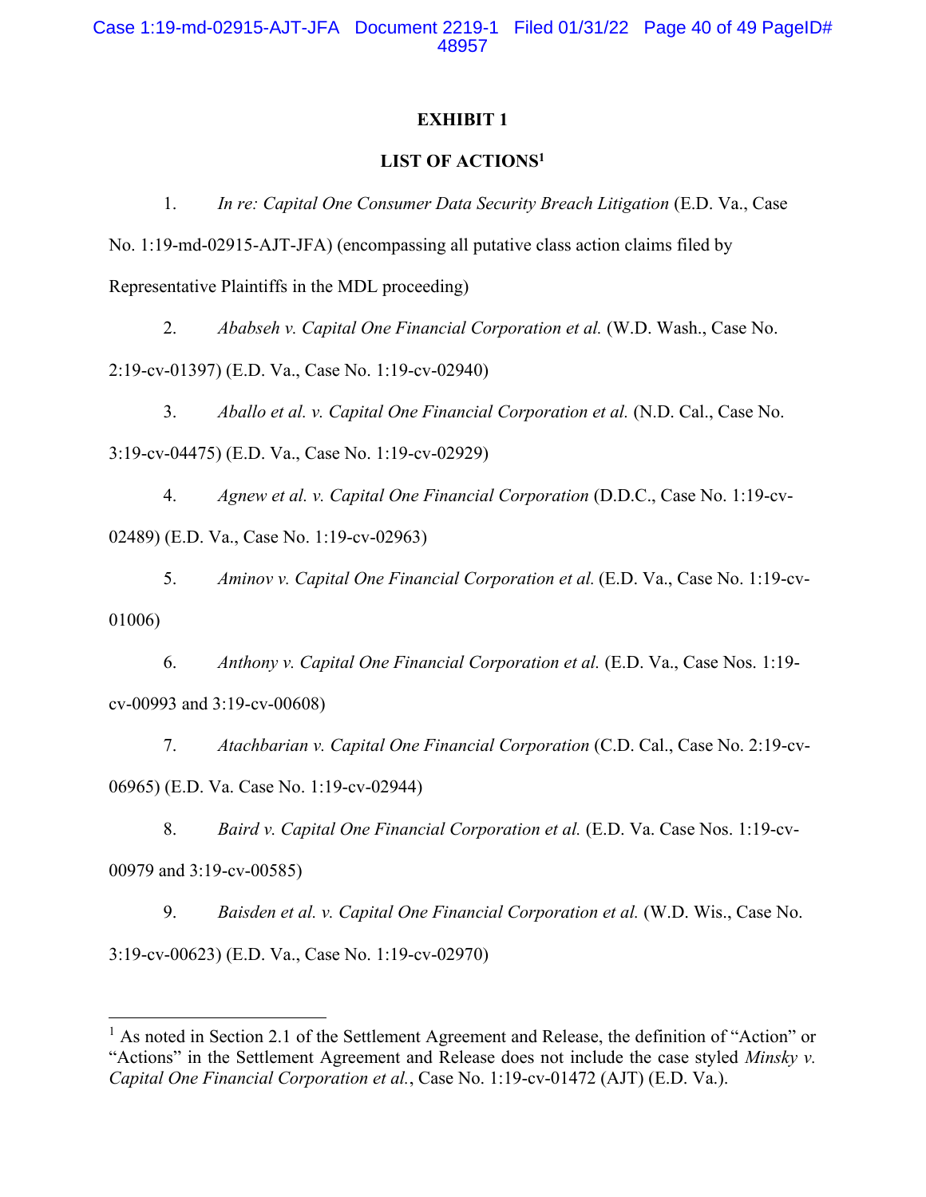**EXHIBIT 1**

**LIST OF ACTIONS**[1]

1. *In re: Capital One Consumer Data Security Breach Litigation* (E.D. Va., Case No. 1:19-md-02915-AJT-JFA) (encompassing all putative class action claims filed by Representative Plaintiffs in the MDL proceeding)

2. *Ababseh v. Capital One Financial Corporation et al.* (W.D. Wash., Case No. 2:19-cv-01397) (E.D. Va., Case No. 1:19-cv-02940)

3. *Aballo et al. v. Capital One Financial Corporation et al.* (N.D. Cal., Case No. 3:19-cv-04475) (E.D. Va., Case No. 1:19-cv-02929)

4. *Agnew et al. v. Capital One Financial Corporation* (D.D.C., Case No. 1:19-cv-02489) (E.D. Va., Case No. 1:19-cv-02963)

5. *Aminov v. Capital One Financial Corporation et al.* (E.D. Va., Case No. 1:19-cv-01006)

6. *Anthony v. Capital One Financial Corporation et al.* (E.D. Va., Case Nos. 1:19-cv-00993 and 3:19-cv-00608)

7. *Atachbarian v. Capital One Financial Corporation* (C.D. Cal., Case No. 2:19-cv-06965) (E.D. Va. Case No. 1:19-cv-02944)

8. *Baird v. Capital One Financial Corporation et al.* (E.D. Va. Case Nos. 1:19-cv-00979 and 3:19-cv-00585)

9. *Baisden et al. v. Capital One Financial Corporation et al.* (W.D. Wis., Case No. 3:19-cv-00623) (E.D. Va., Case No. 1:19-cv-02970)

---

[1] As noted in Section 2.1 of the Settlement Agreement and Release, the definition of "Action" or "Actions" in the Settlement Agreement and Release does not include the case styled *Minsky v. Capital One Financial Corporation et al.*, Case No. 1:19-cv-01472 (AJT) (E.D. Va.).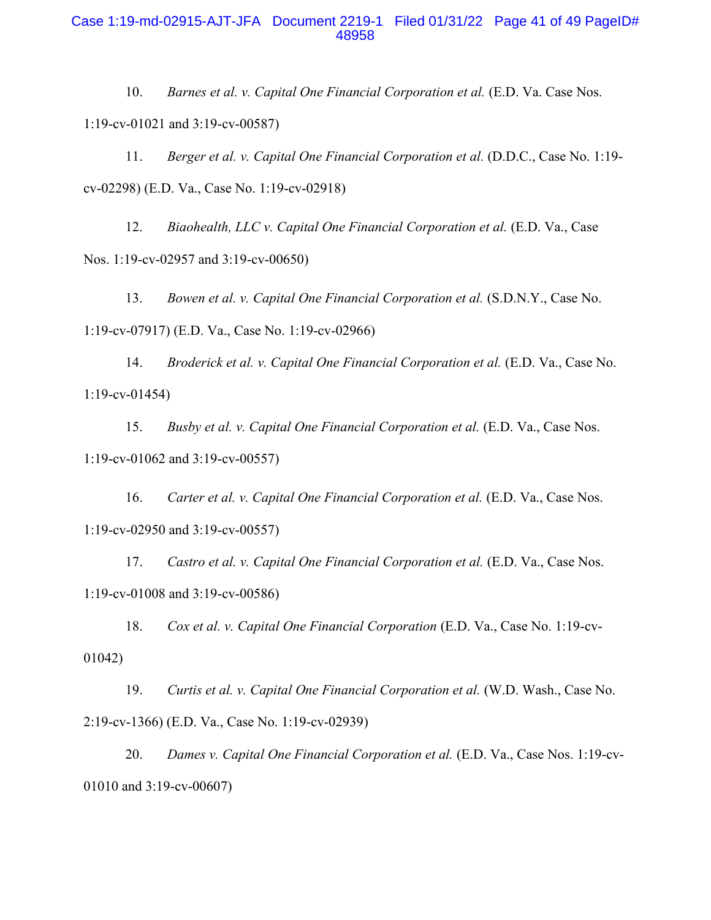10. *Barnes et al. v. Capital One Financial Corporation et al.* (E.D. Va. Case Nos. 1:19-cv-01021 and 3:19-cv-00587)

11. *Berger et al. v. Capital One Financial Corporation et al.* (D.D.C., Case No. 1:19-cv-02298) (E.D. Va., Case No. 1:19-cv-02918)

12. *Biaohealth, LLC v. Capital One Financial Corporation et al.* (E.D. Va., Case Nos. 1:19-cv-02957 and 3:19-cv-00650)

13. *Bowen et al. v. Capital One Financial Corporation et al.* (S.D.N.Y., Case No. 1:19-cv-07917) (E.D. Va., Case No. 1:19-cv-02966)

14. *Broderick et al. v. Capital One Financial Corporation et al.* (E.D. Va., Case No. 1:19-cv-01454)

15. *Busby et al. v. Capital One Financial Corporation et al.* (E.D. Va., Case Nos. 1:19-cv-01062 and 3:19-cv-00557)

16. *Carter et al. v. Capital One Financial Corporation et al.* (E.D. Va., Case Nos. 1:19-cv-02950 and 3:19-cv-00557)

17. *Castro et al. v. Capital One Financial Corporation et al.* (E.D. Va., Case Nos. 1:19-cv-01008 and 3:19-cv-00586)

18. *Cox et al. v. Capital One Financial Corporation* (E.D. Va., Case No. 1:19-cv-01042)

19. *Curtis et al. v. Capital One Financial Corporation et al.* (W.D. Wash., Case No. 2:19-cv-1366) (E.D. Va., Case No. 1:19-cv-02939)

20. *Dames v. Capital One Financial Corporation et al.* (E.D. Va., Case Nos. 1:19-cv-01010 and 3:19-cv-00607)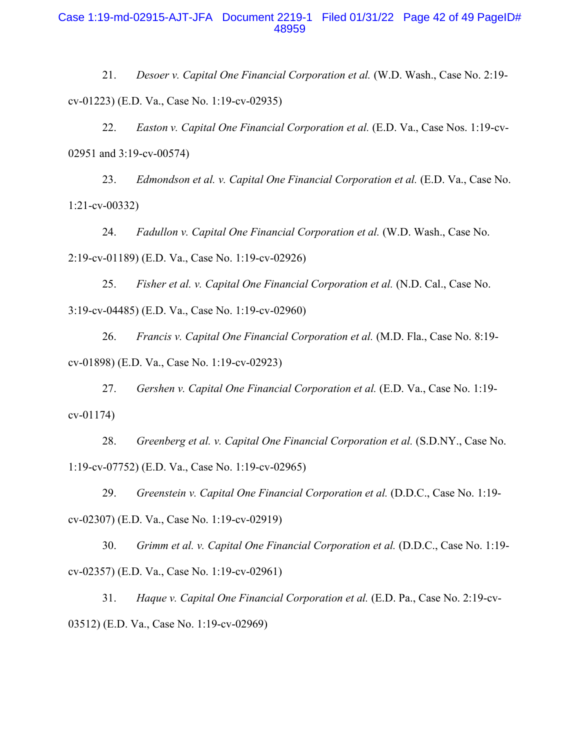21. *Desoer v. Capital One Financial Corporation et al.* (W.D. Wash., Case No. 2:19-cv-01223) (E.D. Va., Case No. 1:19-cv-02935)

22. *Easton v. Capital One Financial Corporation et al.* (E.D. Va., Case Nos. 1:19-cv-02951 and 3:19-cv-00574)

23. *Edmondson et al. v. Capital One Financial Corporation et al.* (E.D. Va., Case No. 1:21-cv-00332)

24. *Fadullon v. Capital One Financial Corporation et al.* (W.D. Wash., Case No. 2:19-cv-01189) (E.D. Va., Case No. 1:19-cv-02926)

25. *Fisher et al. v. Capital One Financial Corporation et al.* (N.D. Cal., Case No. 3:19-cv-04485) (E.D. Va., Case No. 1:19-cv-02960)

26. *Francis v. Capital One Financial Corporation et al.* (M.D. Fla., Case No. 8:19-cv-01898) (E.D. Va., Case No. 1:19-cv-02923)

27. *Gershen v. Capital One Financial Corporation et al.* (E.D. Va., Case No. 1:19-cv-01174)

28. *Greenberg et al. v. Capital One Financial Corporation et al.* (S.D.NY., Case No. 1:19-cv-07752) (E.D. Va., Case No. 1:19-cv-02965)

29. *Greenstein v. Capital One Financial Corporation et al.* (D.D.C., Case No. 1:19-cv-02307) (E.D. Va., Case No. 1:19-cv-02919)

30. *Grimm et al. v. Capital One Financial Corporation et al.* (D.D.C., Case No. 1:19-cv-02357) (E.D. Va., Case No. 1:19-cv-02961)

31. *Haque v. Capital One Financial Corporation et al.* (E.D. Pa., Case No. 2:19-cv-03512) (E.D. Va., Case No. 1:19-cv-02969)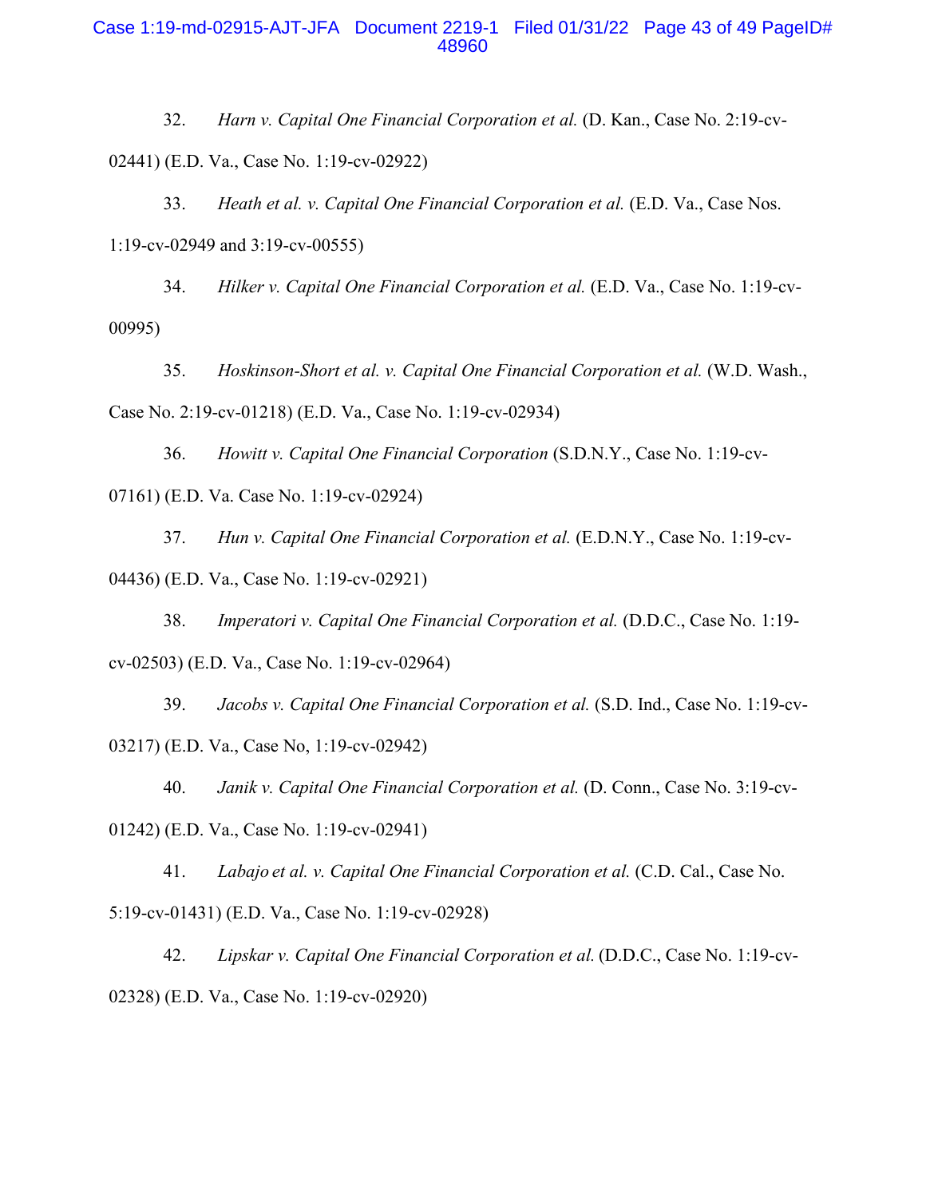32. *Harn v. Capital One Financial Corporation et al.* (D. Kan., Case No. 2:19-cv-02441) (E.D. Va., Case No. 1:19-cv-02922)

33. *Heath et al. v. Capital One Financial Corporation et al.* (E.D. Va., Case Nos. 1:19-cv-02949 and 3:19-cv-00555)

34. *Hilker v. Capital One Financial Corporation et al.* (E.D. Va., Case No. 1:19-cv-00995)

35. *Hoskinson-Short et al. v. Capital One Financial Corporation et al.* (W.D. Wash., Case No. 2:19-cv-01218) (E.D. Va., Case No. 1:19-cv-02934)

36. *Howitt v. Capital One Financial Corporation* (S.D.N.Y., Case No. 1:19-cv-07161) (E.D. Va. Case No. 1:19-cv-02924)

37. *Hun v. Capital One Financial Corporation et al.* (E.D.N.Y., Case No. 1:19-cv-04436) (E.D. Va., Case No. 1:19-cv-02921)

38. *Imperatori v. Capital One Financial Corporation et al.* (D.D.C., Case No. 1:19-cv-02503) (E.D. Va., Case No. 1:19-cv-02964)

39. *Jacobs v. Capital One Financial Corporation et al.* (S.D. Ind., Case No. 1:19-cv-03217) (E.D. Va., Case No, 1:19-cv-02942)

40. *Janik v. Capital One Financial Corporation et al.* (D. Conn., Case No. 3:19-cv-01242) (E.D. Va., Case No. 1:19-cv-02941)

41. *Labajo et al. v. Capital One Financial Corporation et al.* (C.D. Cal., Case No. 5:19-cv-01431) (E.D. Va., Case No. 1:19-cv-02928)

42. *Lipskar v. Capital One Financial Corporation et al.* (D.D.C., Case No. 1:19-cv-02328) (E.D. Va., Case No. 1:19-cv-02920)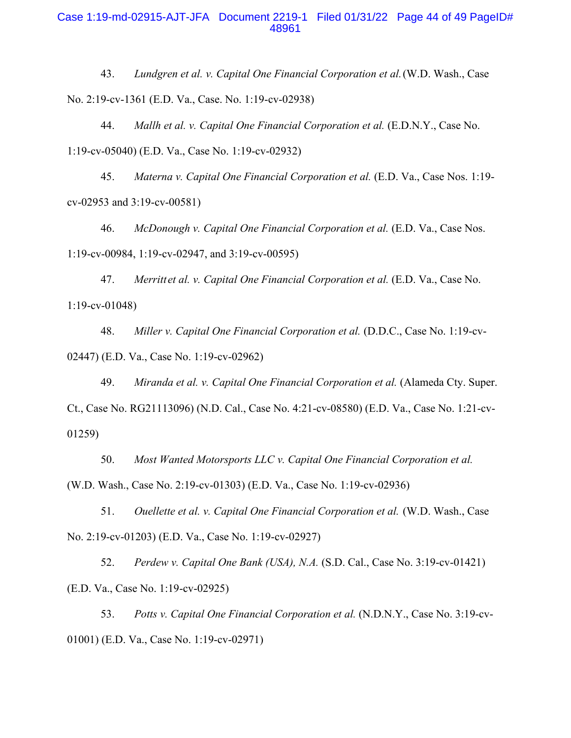43. *Lundgren et al. v. Capital One Financial Corporation et al.* (W.D. Wash., Case No. 2:19-cv-1361 (E.D. Va., Case. No. 1:19-cv-02938)

44. *Mallh et al. v. Capital One Financial Corporation et al.* (E.D.N.Y., Case No. 1:19-cv-05040) (E.D. Va., Case No. 1:19-cv-02932)

45. *Materna v. Capital One Financial Corporation et al.* (E.D. Va., Case Nos. 1:19-cv-02953 and 3:19-cv-00581)

46. *McDonough v. Capital One Financial Corporation et al.* (E.D. Va., Case Nos. 1:19-cv-00984, 1:19-cv-02947, and 3:19-cv-00595)

47. *Merritt et al. v. Capital One Financial Corporation et al.* (E.D. Va., Case No. 1:19-cv-01048)

48. *Miller v. Capital One Financial Corporation et al.* (D.D.C., Case No. 1:19-cv-02447) (E.D. Va., Case No. 1:19-cv-02962)

49. *Miranda et al. v. Capital One Financial Corporation et al.* (Alameda Cty. Super. Ct., Case No. RG21113096) (N.D. Cal., Case No. 4:21-cv-08580) (E.D. Va., Case No. 1:21-cv-01259)

50. *Most Wanted Motorsports LLC v. Capital One Financial Corporation et al.* (W.D. Wash., Case No. 2:19-cv-01303) (E.D. Va., Case No. 1:19-cv-02936)

51. *Ouellette et al. v. Capital One Financial Corporation et al.* (W.D. Wash., Case No. 2:19-cv-01203) (E.D. Va., Case No. 1:19-cv-02927)

52. *Perdew v. Capital One Bank (USA), N.A.* (S.D. Cal., Case No. 3:19-cv-01421) (E.D. Va., Case No. 1:19-cv-02925)

53. *Potts v. Capital One Financial Corporation et al.* (N.D.N.Y., Case No. 3:19-cv-01001) (E.D. Va., Case No. 1:19-cv-02971)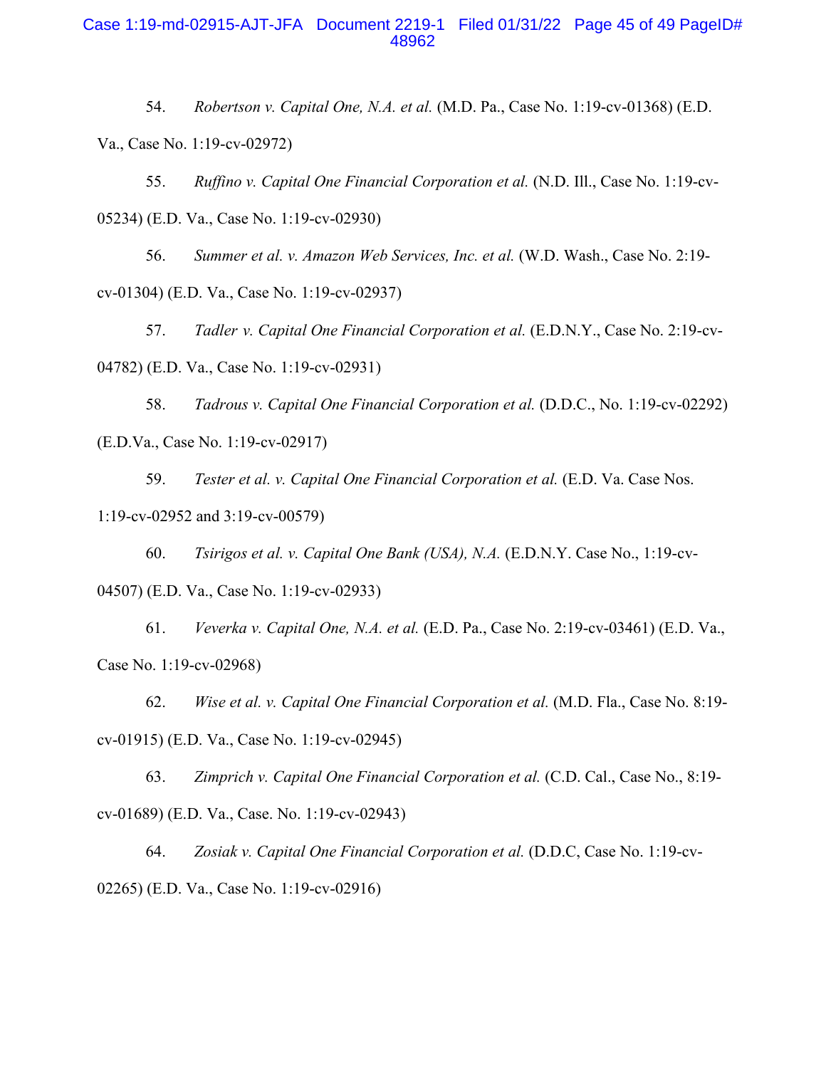54. *Robertson v. Capital One, N.A. et al.* (M.D. Pa., Case No. 1:19-cv-01368) (E.D. Va., Case No. 1:19-cv-02972)

55. *Ruffino v. Capital One Financial Corporation et al.* (N.D. Ill., Case No. 1:19-cv-05234) (E.D. Va., Case No. 1:19-cv-02930)

56. *Summer et al. v. Amazon Web Services, Inc. et al.* (W.D. Wash., Case No. 2:19-cv-01304) (E.D. Va., Case No. 1:19-cv-02937)

57. *Tadler v. Capital One Financial Corporation et al.* (E.D.N.Y., Case No. 2:19-cv-04782) (E.D. Va., Case No. 1:19-cv-02931)

58. *Tadrous v. Capital One Financial Corporation et al.* (D.D.C., No. 1:19-cv-02292) (E.D.Va., Case No. 1:19-cv-02917)

59. *Tester et al. v. Capital One Financial Corporation et al.* (E.D. Va. Case Nos. 1:19-cv-02952 and 3:19-cv-00579)

60. *Tsirigos et al. v. Capital One Bank (USA), N.A.* (E.D.N.Y. Case No., 1:19-cv-04507) (E.D. Va., Case No. 1:19-cv-02933)

61. *Veverka v. Capital One, N.A. et al.* (E.D. Pa., Case No. 2:19-cv-03461) (E.D. Va., Case No. 1:19-cv-02968)

62. *Wise et al. v. Capital One Financial Corporation et al.* (M.D. Fla., Case No. 8:19-cv-01915) (E.D. Va., Case No. 1:19-cv-02945)

63. *Zimprich v. Capital One Financial Corporation et al.* (C.D. Cal., Case No., 8:19-cv-01689) (E.D. Va., Case. No. 1:19-cv-02943)

64. *Zosiak v. Capital One Financial Corporation et al.* (D.D.C, Case No. 1:19-cv-02265) (E.D. Va., Case No. 1:19-cv-02916)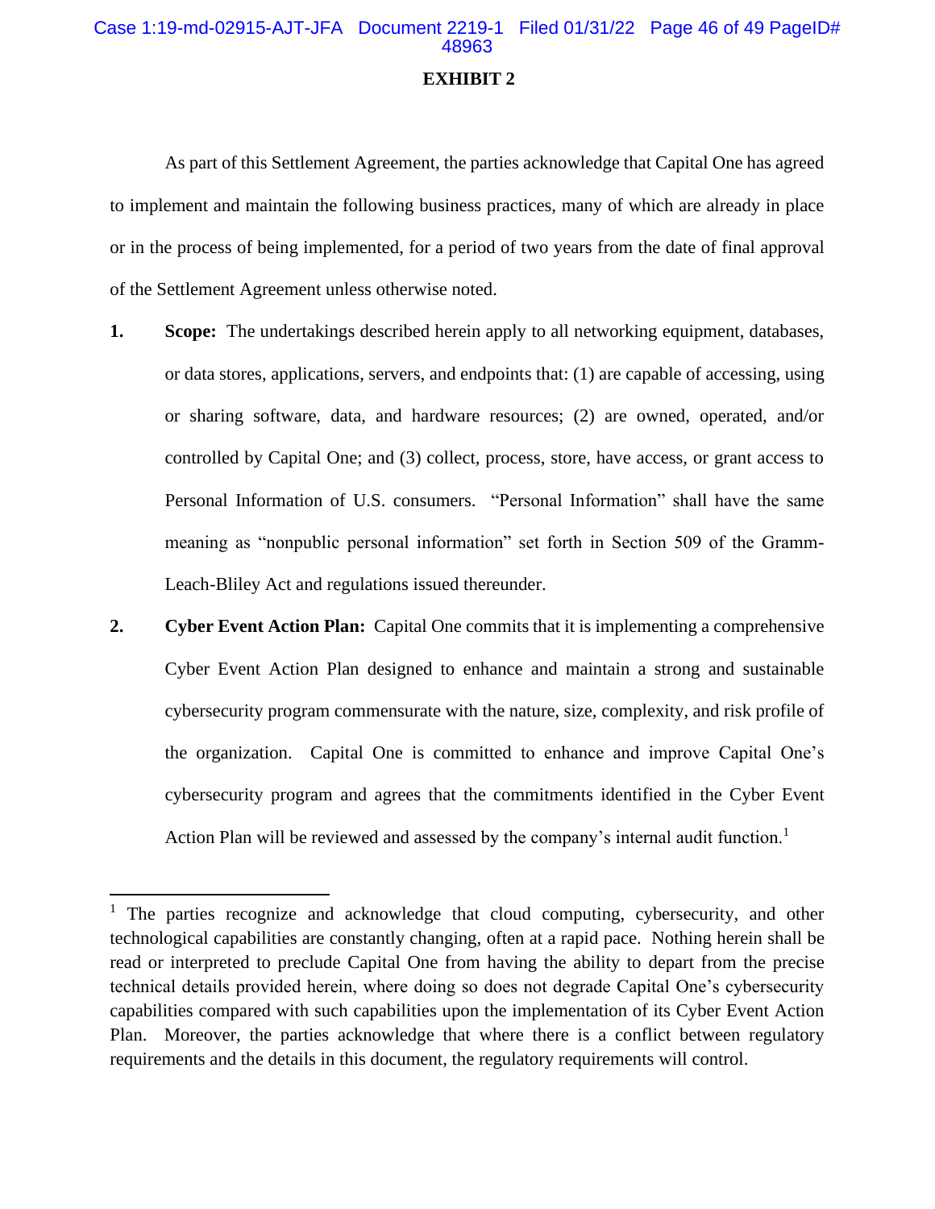# EXHIBIT 2

As part of this Settlement Agreement, the parties acknowledge that Capital One has agreed to implement and maintain the following business practices, many of which are already in place or in the process of being implemented, for a period of two years from the date of final approval of the Settlement Agreement unless otherwise noted.

1. **Scope:** The undertakings described herein apply to all networking equipment, databases, or data stores, applications, servers, and endpoints that: (1) are capable of accessing, using or sharing software, data, and hardware resources; (2) are owned, operated, and/or controlled by Capital One; and (3) collect, process, store, have access, or grant access to Personal Information of U.S. consumers. "Personal Information" shall have the same meaning as "nonpublic personal information" set forth in Section 509 of the Gramm-Leach-Bliley Act and regulations issued thereunder.

2. **Cyber Event Action Plan:** Capital One commits that it is implementing a comprehensive Cyber Event Action Plan designed to enhance and maintain a strong and sustainable cybersecurity program commensurate with the nature, size, complexity, and risk profile of the organization. Capital One is committed to enhance and improve Capital One's cybersecurity program and agrees that the commitments identified in the Cyber Event Action Plan will be reviewed and assessed by the company's internal audit function.[1]

---

[1] The parties recognize and acknowledge that cloud computing, cybersecurity, and other technological capabilities are constantly changing, often at a rapid pace. Nothing herein shall be read or interpreted to preclude Capital One from having the ability to depart from the precise technical details provided herein, where doing so does not degrade Capital One's cybersecurity capabilities compared with such capabilities upon the implementation of its Cyber Event Action Plan. Moreover, the parties acknowledge that where there is a conflict between regulatory requirements and the details in this document, the regulatory requirements will control.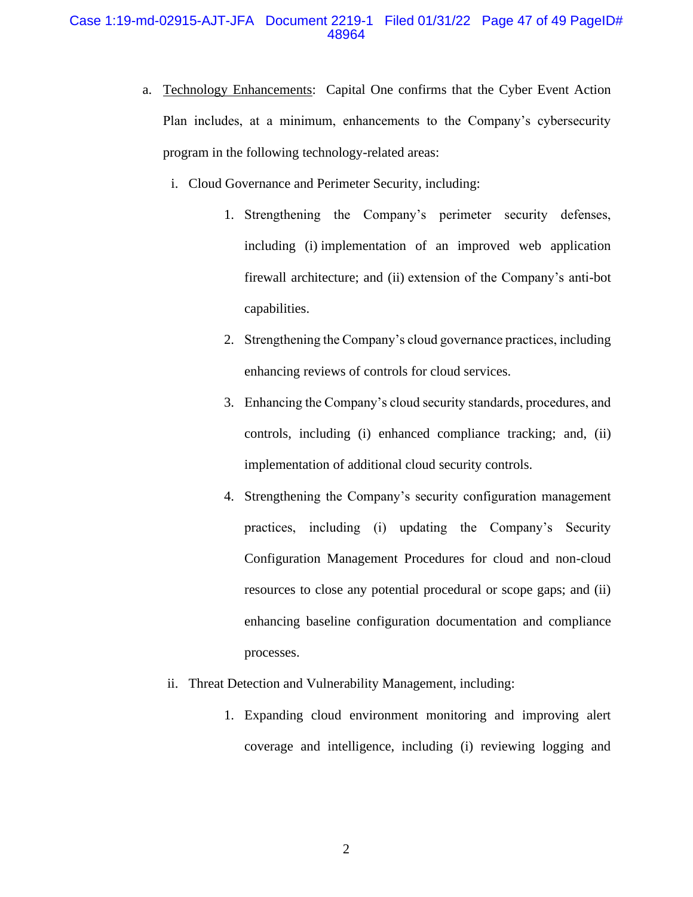a. <u>Technology Enhancements</u>: Capital One confirms that the Cyber Event Action Plan includes, at a minimum, enhancements to the Company's cybersecurity program in the following technology-related areas:

   i. Cloud Governance and Perimeter Security, including:

      1. Strengthening the Company's perimeter security defenses, including (i) implementation of an improved web application firewall architecture; and (ii) extension of the Company's anti-bot capabilities.

      2. Strengthening the Company's cloud governance practices, including enhancing reviews of controls for cloud services.

      3. Enhancing the Company's cloud security standards, procedures, and controls, including (i) enhanced compliance tracking; and, (ii) implementation of additional cloud security controls.

      4. Strengthening the Company's security configuration management practices, including (i) updating the Company's Security Configuration Management Procedures for cloud and non-cloud resources to close any potential procedural or scope gaps; and (ii) enhancing baseline configuration documentation and compliance processes.

   ii. Threat Detection and Vulnerability Management, including:

      1. Expanding cloud environment monitoring and improving alert coverage and intelligence, including (i) reviewing logging and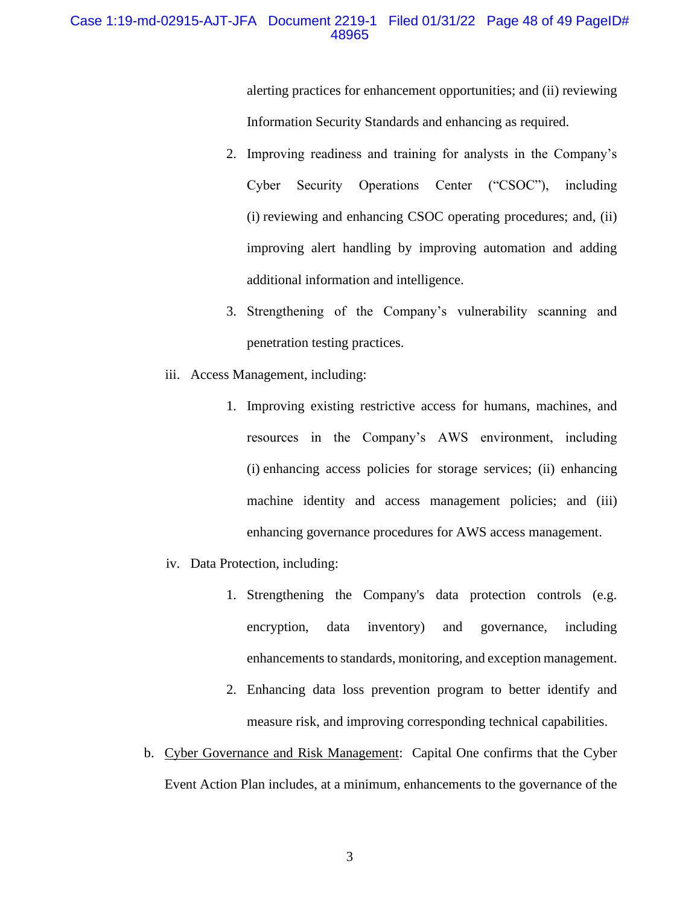alerting practices for enhancement opportunities; and (ii) reviewing Information Security Standards and enhancing as required.

2. Improving readiness and training for analysts in the Company's Cyber Security Operations Center ("CSOC"), including (i) reviewing and enhancing CSOC operating procedures; and, (ii) improving alert handling by improving automation and adding additional information and intelligence.

3. Strengthening of the Company's vulnerability scanning and penetration testing practices.

iii. Access Management, including:

1. Improving existing restrictive access for humans, machines, and resources in the Company's AWS environment, including (i) enhancing access policies for storage services; (ii) enhancing machine identity and access management policies; and (iii) enhancing governance procedures for AWS access management.

iv. Data Protection, including:

1. Strengthening the Company's data protection controls (e.g. encryption, data inventory) and governance, including enhancements to standards, monitoring, and exception management.

2. Enhancing data loss prevention program to better identify and measure risk, and improving corresponding technical capabilities.

b. <u>Cyber Governance and Risk Management</u>: Capital One confirms that the Cyber Event Action Plan includes, at a minimum, enhancements to the governance of the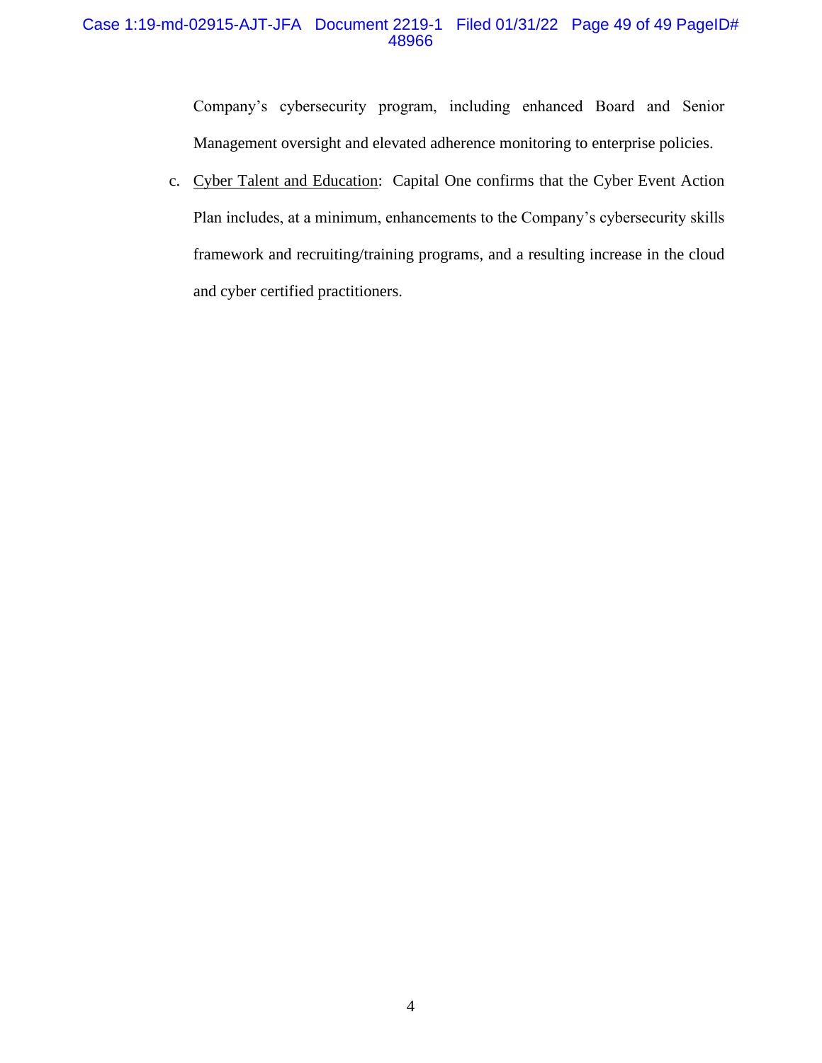Company's cybersecurity program, including enhanced Board and Senior Management oversight and elevated adherence monitoring to enterprise policies.

c. Cyber Talent and Education: Capital One confirms that the Cyber Event Action Plan includes, at a minimum, enhancements to the Company's cybersecurity skills framework and recruiting/training programs, and a resulting increase in the cloud and cyber certified practitioners.